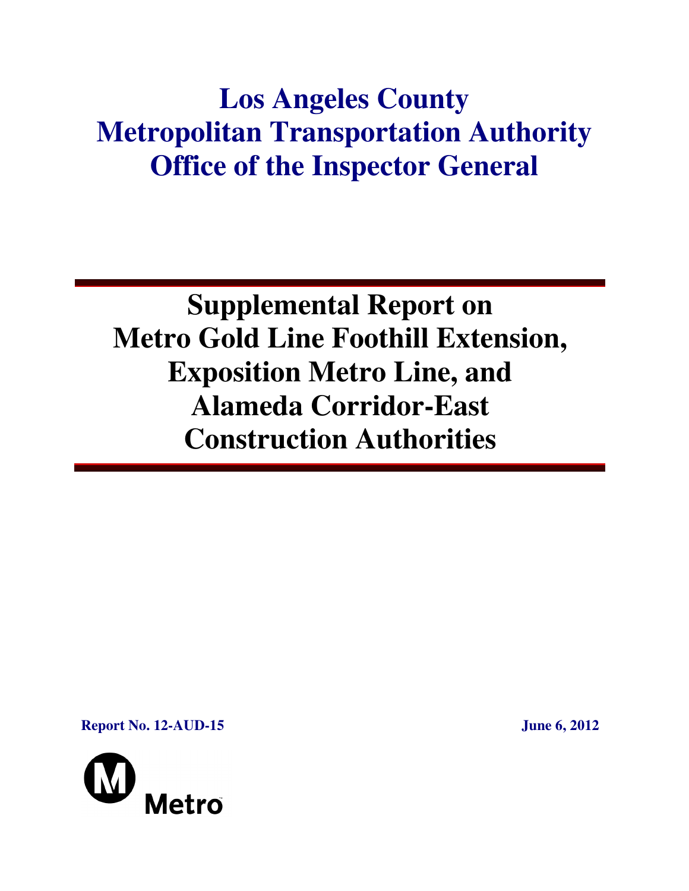# Los Angeles County Metropolitan Transportation Authority Office of the Inspector General

## Supplemental Report on Metro Gold Line Foothill Extension, Exposition Metro Line, and Alameda Corridor-East Construction Authorities

**Report No. 12-AUD-15** **June 6, 2012**

Metro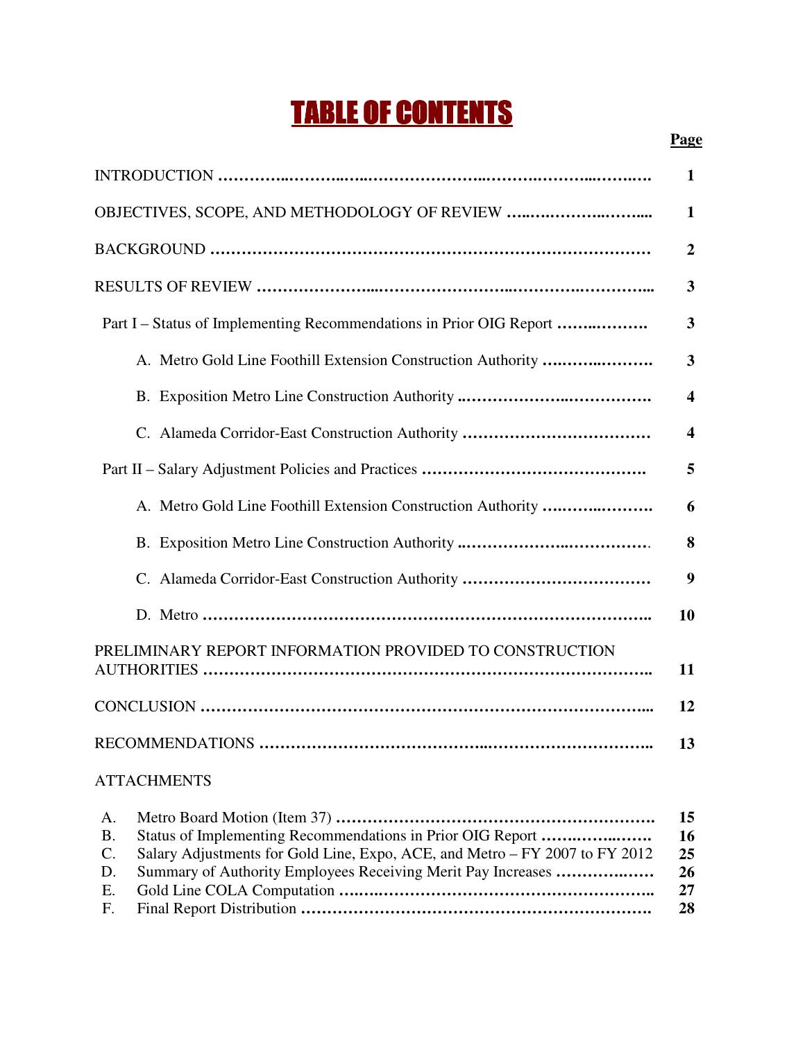# TABLE OF CONTENTS

| | Page |
|---|---|
| INTRODUCTION | 1 |
| OBJECTIVES, SCOPE, AND METHODOLOGY OF REVIEW | 1 |
| BACKGROUND | 2 |
| RESULTS OF REVIEW | 3 |
| Part I – Status of Implementing Recommendations in Prior OIG Report | 3 |
| A. Metro Gold Line Foothill Extension Construction Authority | 3 |
| B. Exposition Metro Line Construction Authority | 4 |
| C. Alameda Corridor-East Construction Authority | 4 |
| Part II – Salary Adjustment Policies and Practices | 5 |
| A. Metro Gold Line Foothill Extension Construction Authority | 6 |
| B. Exposition Metro Line Construction Authority | 8 |
| C. Alameda Corridor-East Construction Authority | 9 |
| D. Metro | 10 |
| PRELIMINARY REPORT INFORMATION PROVIDED TO CONSTRUCTION AUTHORITIES | 11 |
| CONCLUSION | 12 |
| RECOMMENDATIONS | 13 |

ATTACHMENTS

| | | |
|---|---|---|
| A. | Metro Board Motion (Item 37) | 15 |
| B. | Status of Implementing Recommendations in Prior OIG Report | 16 |
| C. | Salary Adjustments for Gold Line, Expo, ACE, and Metro – FY 2007 to FY 2012 | 25 |
| D. | Summary of Authority Employees Receiving Merit Pay Increases | 26 |
| E. | Gold Line COLA Computation | 27 |
| F. | Final Report Distribution | 28 |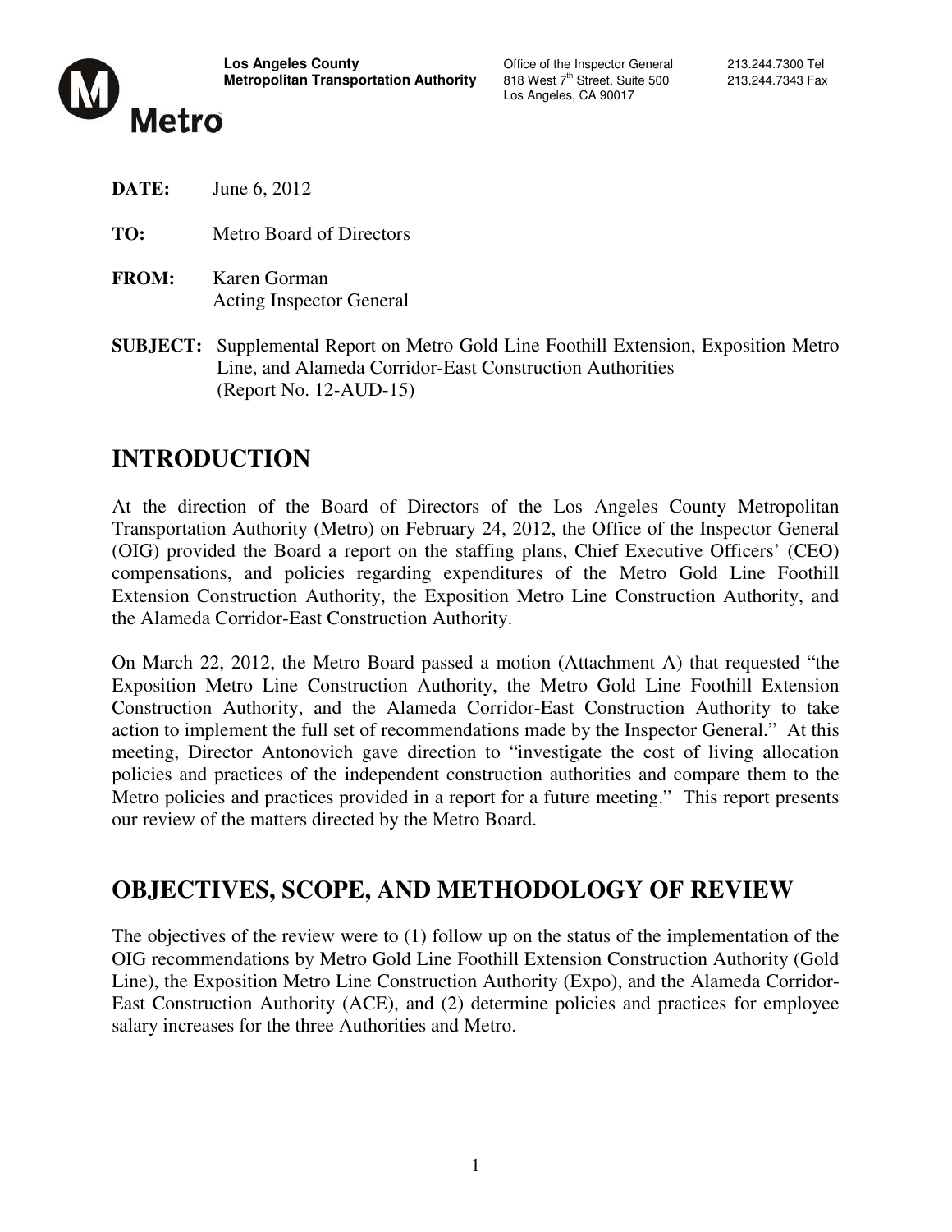**Los Angeles County**
**Metropolitan Transportation Authority**

Office of the Inspector General
818 West 7th Street, Suite 500
Los Angeles, CA 90017

213.244.7300 Tel
213.244.7343 Fax

**DATE:** June 6, 2012

**TO:** Metro Board of Directors

**FROM:** Karen Gorman
Acting Inspector General

**SUBJECT:** Supplemental Report on Metro Gold Line Foothill Extension, Exposition Metro Line, and Alameda Corridor-East Construction Authorities
(Report No. 12-AUD-15)

# INTRODUCTION

At the direction of the Board of Directors of the Los Angeles County Metropolitan Transportation Authority (Metro) on February 24, 2012, the Office of the Inspector General (OIG) provided the Board a report on the staffing plans, Chief Executive Officers' (CEO) compensations, and policies regarding expenditures of the Metro Gold Line Foothill Extension Construction Authority, the Exposition Metro Line Construction Authority, and the Alameda Corridor-East Construction Authority.

On March 22, 2012, the Metro Board passed a motion (Attachment A) that requested "the Exposition Metro Line Construction Authority, the Metro Gold Line Foothill Extension Construction Authority, and the Alameda Corridor-East Construction Authority to take action to implement the full set of recommendations made by the Inspector General." At this meeting, Director Antonovich gave direction to "investigate the cost of living allocation policies and practices of the independent construction authorities and compare them to the Metro policies and practices provided in a report for a future meeting." This report presents our review of the matters directed by the Metro Board.

# OBJECTIVES, SCOPE, AND METHODOLOGY OF REVIEW

The objectives of the review were to (1) follow up on the status of the implementation of the OIG recommendations by Metro Gold Line Foothill Extension Construction Authority (Gold Line), the Exposition Metro Line Construction Authority (Expo), and the Alameda Corridor-East Construction Authority (ACE), and (2) determine policies and practices for employee salary increases for the three Authorities and Metro.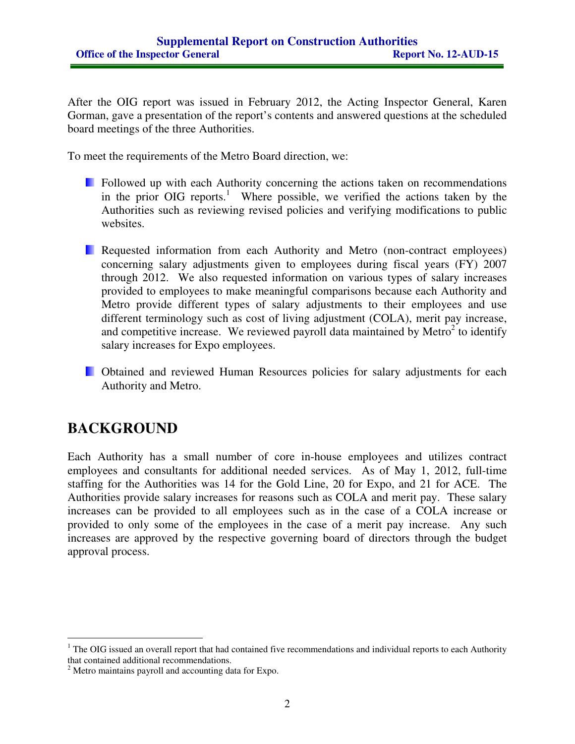After the OIG report was issued in February 2012, the Acting Inspector General, Karen Gorman, gave a presentation of the report's contents and answered questions at the scheduled board meetings of the three Authorities.

To meet the requirements of the Metro Board direction, we:

- Followed up with each Authority concerning the actions taken on recommendations in the prior OIG reports.[1] Where possible, we verified the actions taken by the Authorities such as reviewing revised policies and verifying modifications to public websites.

- Requested information from each Authority and Metro (non-contract employees) concerning salary adjustments given to employees during fiscal years (FY) 2007 through 2012. We also requested information on various types of salary increases provided to employees to make meaningful comparisons because each Authority and Metro provide different types of salary adjustments to their employees and use different terminology such as cost of living adjustment (COLA), merit pay increase, and competitive increase. We reviewed payroll data maintained by Metro[2] to identify salary increases for Expo employees.

- Obtained and reviewed Human Resources policies for salary adjustments for each Authority and Metro.

# BACKGROUND

Each Authority has a small number of core in-house employees and utilizes contract employees and consultants for additional needed services. As of May 1, 2012, full-time staffing for the Authorities was 14 for the Gold Line, 20 for Expo, and 21 for ACE. The Authorities provide salary increases for reasons such as COLA and merit pay. These salary increases can be provided to all employees such as in the case of a COLA increase or provided to only some of the employees in the case of a merit pay increase. Any such increases are approved by the respective governing board of directors through the budget approval process.

---

[1] The OIG issued an overall report that had contained five recommendations and individual reports to each Authority that contained additional recommendations.

[2] Metro maintains payroll and accounting data for Expo.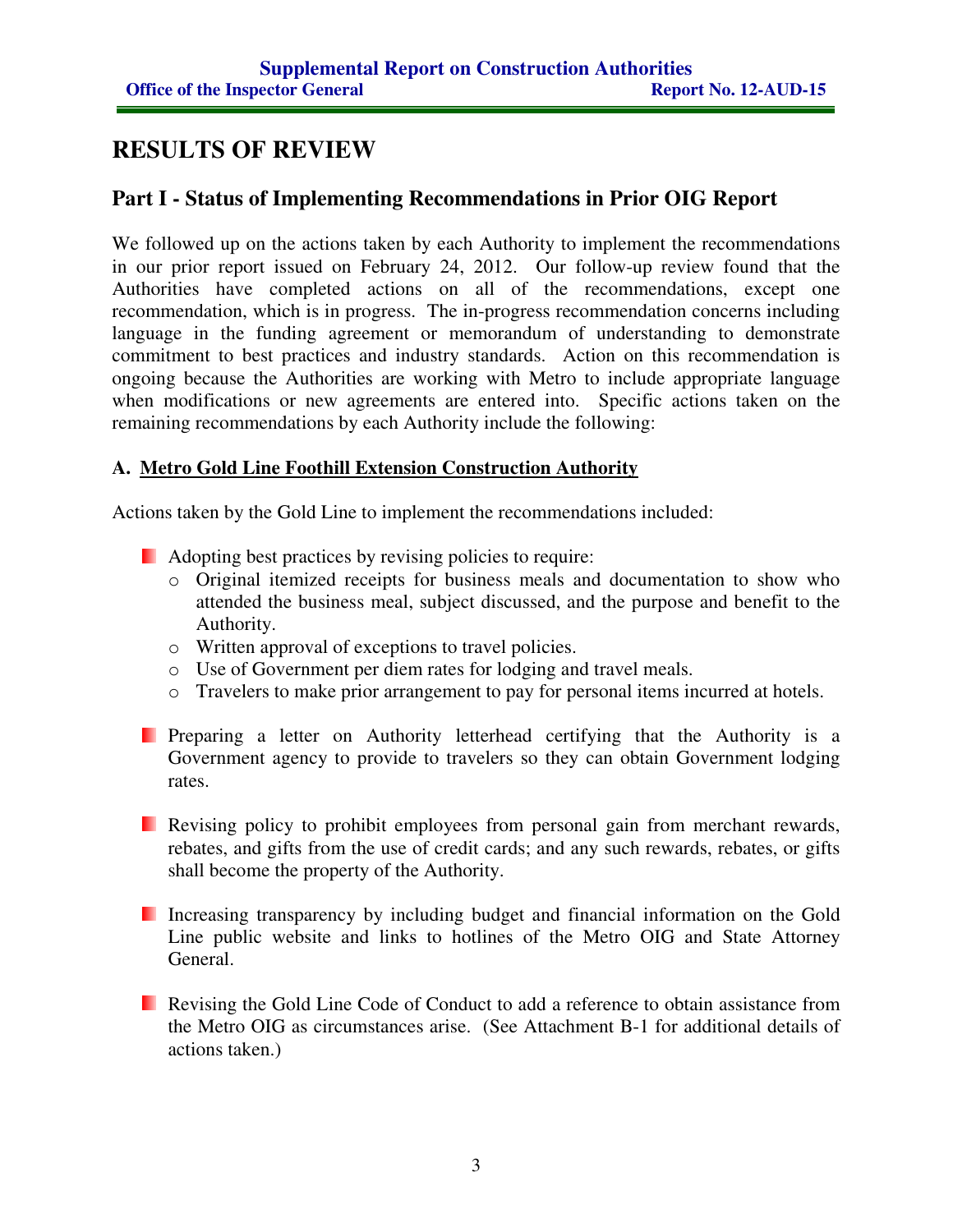# RESULTS OF REVIEW

## Part I - Status of Implementing Recommendations in Prior OIG Report

We followed up on the actions taken by each Authority to implement the recommendations in our prior report issued on February 24, 2012. Our follow-up review found that the Authorities have completed actions on all of the recommendations, except one recommendation, which is in progress. The in-progress recommendation concerns including language in the funding agreement or memorandum of understanding to demonstrate commitment to best practices and industry standards. Action on this recommendation is ongoing because the Authorities are working with Metro to include appropriate language when modifications or new agreements are entered into. Specific actions taken on the remaining recommendations by each Authority include the following:

### A. Metro Gold Line Foothill Extension Construction Authority

Actions taken by the Gold Line to implement the recommendations included:

- Adopting best practices by revising policies to require:
  - Original itemized receipts for business meals and documentation to show who attended the business meal, subject discussed, and the purpose and benefit to the Authority.
  - Written approval of exceptions to travel policies.
  - Use of Government per diem rates for lodging and travel meals.
  - Travelers to make prior arrangement to pay for personal items incurred at hotels.

- Preparing a letter on Authority letterhead certifying that the Authority is a Government agency to provide to travelers so they can obtain Government lodging rates.

- Revising policy to prohibit employees from personal gain from merchant rewards, rebates, and gifts from the use of credit cards; and any such rewards, rebates, or gifts shall become the property of the Authority.

- Increasing transparency by including budget and financial information on the Gold Line public website and links to hotlines of the Metro OIG and State Attorney General.

- Revising the Gold Line Code of Conduct to add a reference to obtain assistance from the Metro OIG as circumstances arise. (See Attachment B-1 for additional details of actions taken.)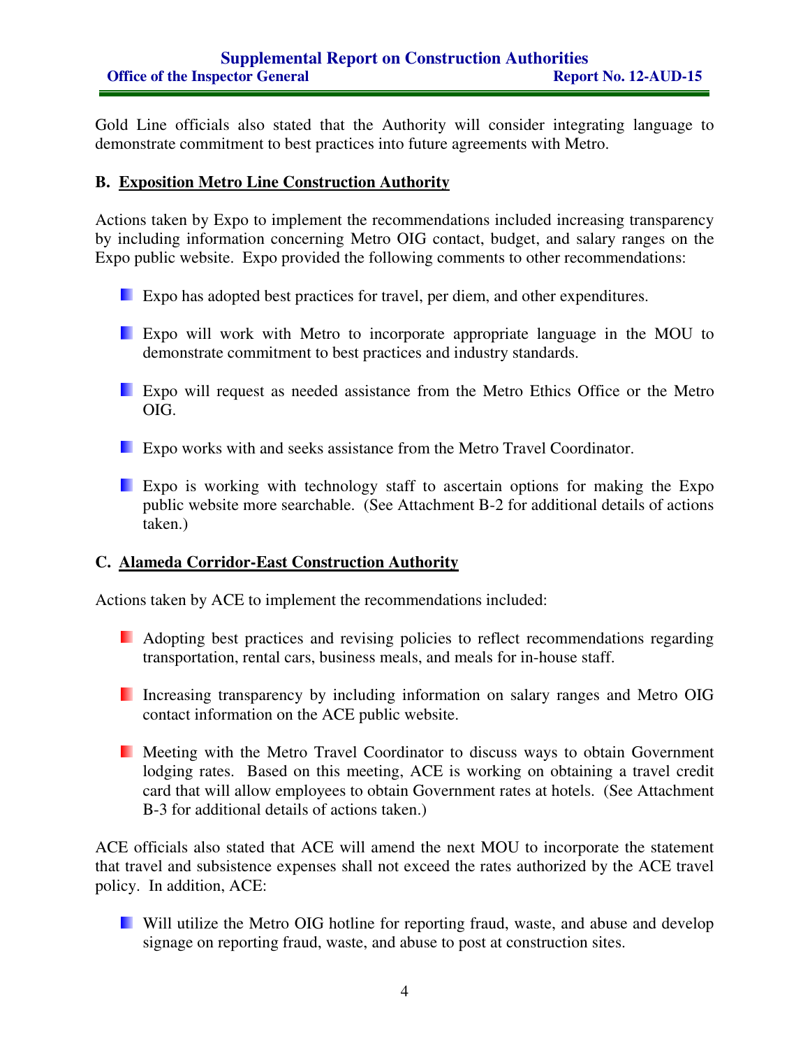Gold Line officials also stated that the Authority will consider integrating language to demonstrate commitment to best practices into future agreements with Metro.

## B. Exposition Metro Line Construction Authority

Actions taken by Expo to implement the recommendations included increasing transparency by including information concerning Metro OIG contact, budget, and salary ranges on the Expo public website. Expo provided the following comments to other recommendations:

- Expo has adopted best practices for travel, per diem, and other expenditures.
- Expo will work with Metro to incorporate appropriate language in the MOU to demonstrate commitment to best practices and industry standards.
- Expo will request as needed assistance from the Metro Ethics Office or the Metro OIG.
- Expo works with and seeks assistance from the Metro Travel Coordinator.
- Expo is working with technology staff to ascertain options for making the Expo public website more searchable. (See Attachment B-2 for additional details of actions taken.)

## C. Alameda Corridor-East Construction Authority

Actions taken by ACE to implement the recommendations included:

- Adopting best practices and revising policies to reflect recommendations regarding transportation, rental cars, business meals, and meals for in-house staff.
- Increasing transparency by including information on salary ranges and Metro OIG contact information on the ACE public website.
- Meeting with the Metro Travel Coordinator to discuss ways to obtain Government lodging rates. Based on this meeting, ACE is working on obtaining a travel credit card that will allow employees to obtain Government rates at hotels. (See Attachment B-3 for additional details of actions taken.)

ACE officials also stated that ACE will amend the next MOU to incorporate the statement that travel and subsistence expenses shall not exceed the rates authorized by the ACE travel policy. In addition, ACE:

- Will utilize the Metro OIG hotline for reporting fraud, waste, and abuse and develop signage on reporting fraud, waste, and abuse to post at construction sites.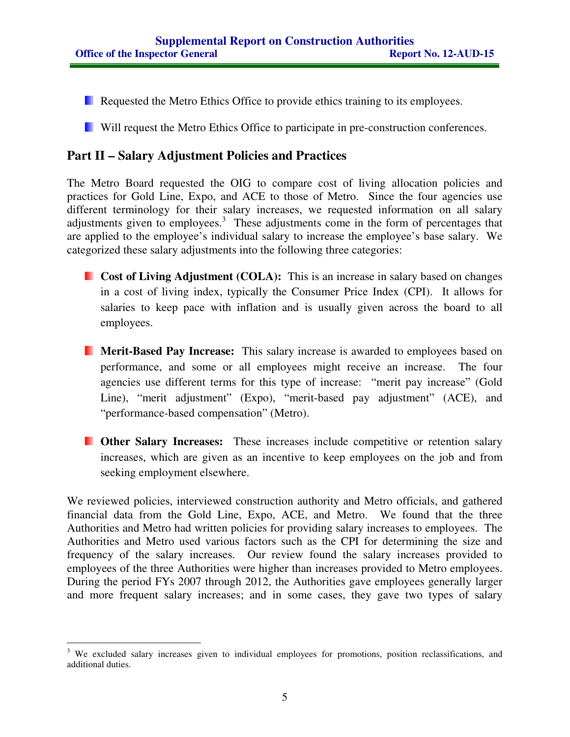- Requested the Metro Ethics Office to provide ethics training to its employees.
- Will request the Metro Ethics Office to participate in pre-construction conferences.

## Part II – Salary Adjustment Policies and Practices

The Metro Board requested the OIG to compare cost of living allocation policies and practices for Gold Line, Expo, and ACE to those of Metro. Since the four agencies use different terminology for their salary increases, we requested information on all salary adjustments given to employees.[3] These adjustments come in the form of percentages that are applied to the employee's individual salary to increase the employee's base salary. We categorized these salary adjustments into the following three categories:

- **Cost of Living Adjustment (COLA):** This is an increase in salary based on changes in a cost of living index, typically the Consumer Price Index (CPI). It allows for salaries to keep pace with inflation and is usually given across the board to all employees.
- **Merit-Based Pay Increase:** This salary increase is awarded to employees based on performance, and some or all employees might receive an increase. The four agencies use different terms for this type of increase: "merit pay increase" (Gold Line), "merit adjustment" (Expo), "merit-based pay adjustment" (ACE), and "performance-based compensation" (Metro).
- **Other Salary Increases:** These increases include competitive or retention salary increases, which are given as an incentive to keep employees on the job and from seeking employment elsewhere.

We reviewed policies, interviewed construction authority and Metro officials, and gathered financial data from the Gold Line, Expo, ACE, and Metro. We found that the three Authorities and Metro had written policies for providing salary increases to employees. The Authorities and Metro used various factors such as the CPI for determining the size and frequency of the salary increases. Our review found the salary increases provided to employees of the three Authorities were higher than increases provided to Metro employees. During the period FYs 2007 through 2012, the Authorities gave employees generally larger and more frequent salary increases; and in some cases, they gave two types of salary

[3] We excluded salary increases given to individual employees for promotions, position reclassifications, and additional duties.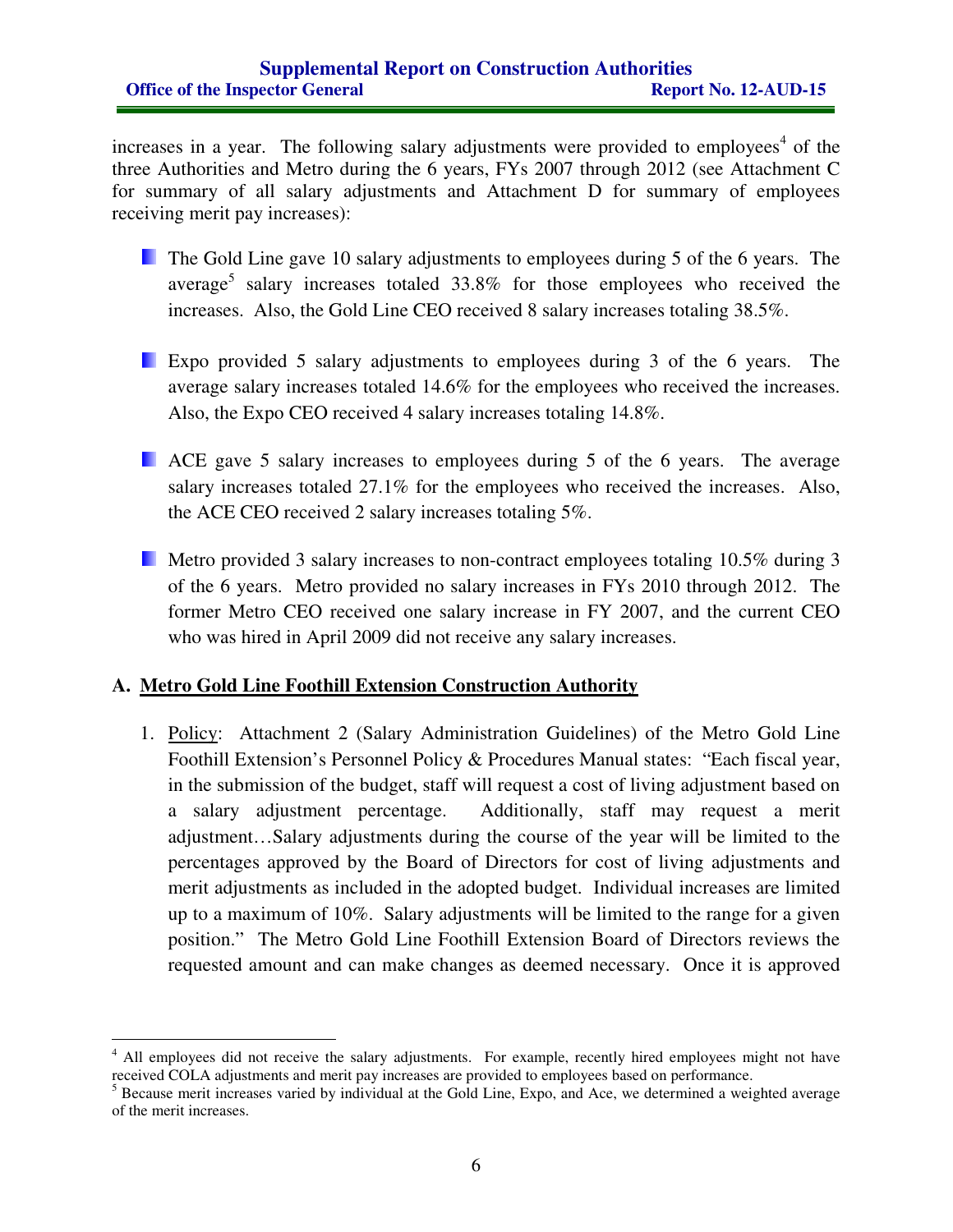increases in a year. The following salary adjustments were provided to employees[4] of the three Authorities and Metro during the 6 years, FYs 2007 through 2012 (see Attachment C for summary of all salary adjustments and Attachment D for summary of employees receiving merit pay increases):

- The Gold Line gave 10 salary adjustments to employees during 5 of the 6 years. The average[5] salary increases totaled 33.8% for those employees who received the increases. Also, the Gold Line CEO received 8 salary increases totaling 38.5%.

- Expo provided 5 salary adjustments to employees during 3 of the 6 years. The average salary increases totaled 14.6% for the employees who received the increases. Also, the Expo CEO received 4 salary increases totaling 14.8%.

- ACE gave 5 salary increases to employees during 5 of the 6 years. The average salary increases totaled 27.1% for the employees who received the increases. Also, the ACE CEO received 2 salary increases totaling 5%.

- Metro provided 3 salary increases to non-contract employees totaling 10.5% during 3 of the 6 years. Metro provided no salary increases in FYs 2010 through 2012. The former Metro CEO received one salary increase in FY 2007, and the current CEO who was hired in April 2009 did not receive any salary increases.

## A. Metro Gold Line Foothill Extension Construction Authority

1. Policy: Attachment 2 (Salary Administration Guidelines) of the Metro Gold Line Foothill Extension's Personnel Policy & Procedures Manual states: "Each fiscal year, in the submission of the budget, staff will request a cost of living adjustment based on a salary adjustment percentage. Additionally, staff may request a merit adjustment…Salary adjustments during the course of the year will be limited to the percentages approved by the Board of Directors for cost of living adjustments and merit adjustments as included in the adopted budget. Individual increases are limited up to a maximum of 10%. Salary adjustments will be limited to the range for a given position." The Metro Gold Line Foothill Extension Board of Directors reviews the requested amount and can make changes as deemed necessary. Once it is approved

---

[4] All employees did not receive the salary adjustments. For example, recently hired employees might not have received COLA adjustments and merit pay increases are provided to employees based on performance.

[5] Because merit increases varied by individual at the Gold Line, Expo, and Ace, we determined a weighted average of the merit increases.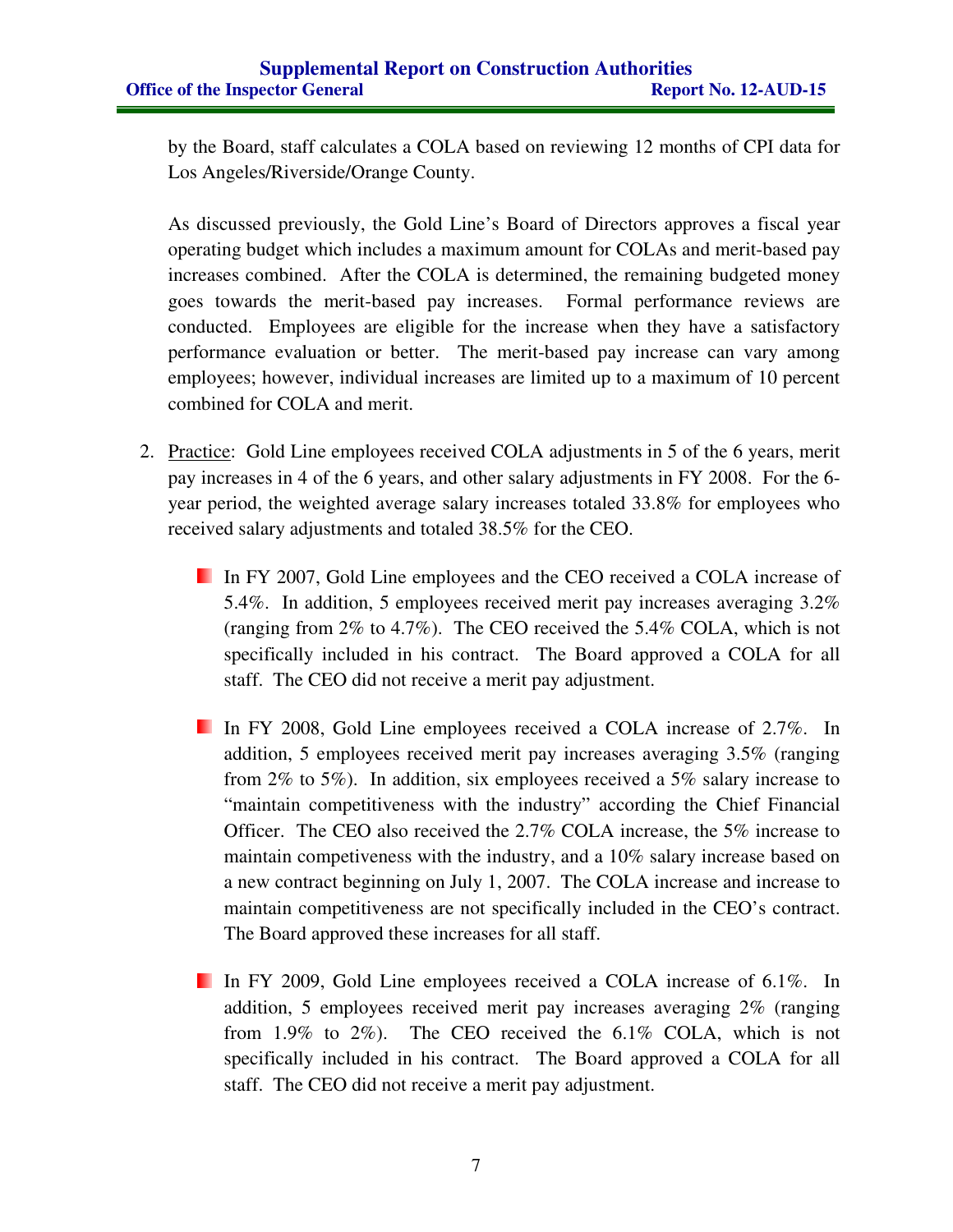by the Board, staff calculates a COLA based on reviewing 12 months of CPI data for Los Angeles/Riverside/Orange County.

As discussed previously, the Gold Line's Board of Directors approves a fiscal year operating budget which includes a maximum amount for COLAs and merit-based pay increases combined. After the COLA is determined, the remaining budgeted money goes towards the merit-based pay increases. Formal performance reviews are conducted. Employees are eligible for the increase when they have a satisfactory performance evaluation or better. The merit-based pay increase can vary among employees; however, individual increases are limited up to a maximum of 10 percent combined for COLA and merit.

2. Practice: Gold Line employees received COLA adjustments in 5 of the 6 years, merit pay increases in 4 of the 6 years, and other salary adjustments in FY 2008. For the 6-year period, the weighted average salary increases totaled 33.8% for employees who received salary adjustments and totaled 38.5% for the CEO.

   - In FY 2007, Gold Line employees and the CEO received a COLA increase of 5.4%. In addition, 5 employees received merit pay increases averaging 3.2% (ranging from 2% to 4.7%). The CEO received the 5.4% COLA, which is not specifically included in his contract. The Board approved a COLA for all staff. The CEO did not receive a merit pay adjustment.

   - In FY 2008, Gold Line employees received a COLA increase of 2.7%. In addition, 5 employees received merit pay increases averaging 3.5% (ranging from 2% to 5%). In addition, six employees received a 5% salary increase to "maintain competitiveness with the industry" according the Chief Financial Officer. The CEO also received the 2.7% COLA increase, the 5% increase to maintain competiveness with the industry, and a 10% salary increase based on a new contract beginning on July 1, 2007. The COLA increase and increase to maintain competitiveness are not specifically included in the CEO's contract. The Board approved these increases for all staff.

   - In FY 2009, Gold Line employees received a COLA increase of 6.1%. In addition, 5 employees received merit pay increases averaging 2% (ranging from 1.9% to 2%). The CEO received the 6.1% COLA, which is not specifically included in his contract. The Board approved a COLA for all staff. The CEO did not receive a merit pay adjustment.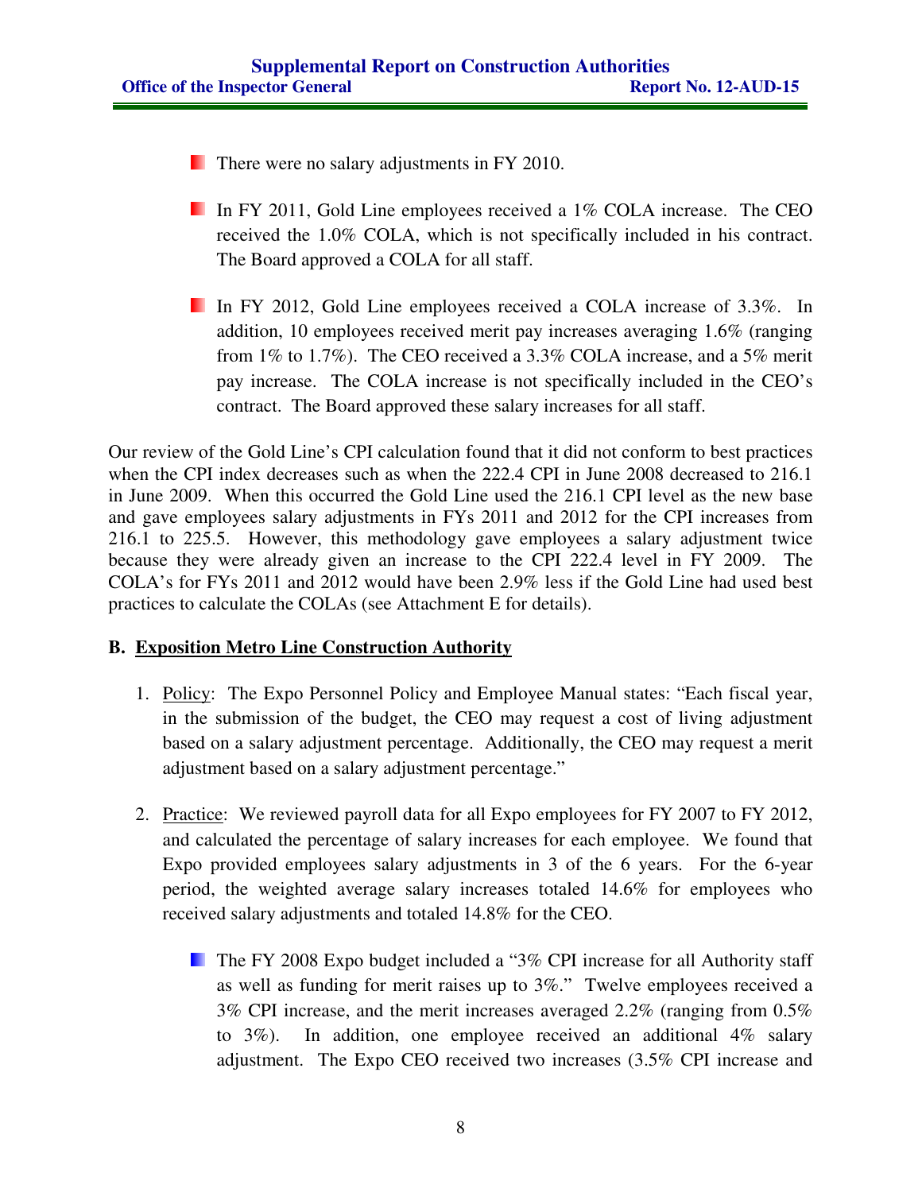- There were no salary adjustments in FY 2010.

- In FY 2011, Gold Line employees received a 1% COLA increase. The CEO received the 1.0% COLA, which is not specifically included in his contract. The Board approved a COLA for all staff.

- In FY 2012, Gold Line employees received a COLA increase of 3.3%. In addition, 10 employees received merit pay increases averaging 1.6% (ranging from 1% to 1.7%). The CEO received a 3.3% COLA increase, and a 5% merit pay increase. The COLA increase is not specifically included in the CEO's contract. The Board approved these salary increases for all staff.

Our review of the Gold Line's CPI calculation found that it did not conform to best practices when the CPI index decreases such as when the 222.4 CPI in June 2008 decreased to 216.1 in June 2009. When this occurred the Gold Line used the 216.1 CPI level as the new base and gave employees salary adjustments in FYs 2011 and 2012 for the CPI increases from 216.1 to 225.5. However, this methodology gave employees a salary adjustment twice because they were already given an increase to the CPI 222.4 level in FY 2009. The COLA's for FYs 2011 and 2012 would have been 2.9% less if the Gold Line had used best practices to calculate the COLAs (see Attachment E for details).

## B. Exposition Metro Line Construction Authority

1. Policy: The Expo Personnel Policy and Employee Manual states: "Each fiscal year, in the submission of the budget, the CEO may request a cost of living adjustment based on a salary adjustment percentage. Additionally, the CEO may request a merit adjustment based on a salary adjustment percentage."

2. Practice: We reviewed payroll data for all Expo employees for FY 2007 to FY 2012, and calculated the percentage of salary increases for each employee. We found that Expo provided employees salary adjustments in 3 of the 6 years. For the 6-year period, the weighted average salary increases totaled 14.6% for employees who received salary adjustments and totaled 14.8% for the CEO.

   - The FY 2008 Expo budget included a "3% CPI increase for all Authority staff as well as funding for merit raises up to 3%." Twelve employees received a 3% CPI increase, and the merit increases averaged 2.2% (ranging from 0.5% to 3%). In addition, one employee received an additional 4% salary adjustment. The Expo CEO received two increases (3.5% CPI increase and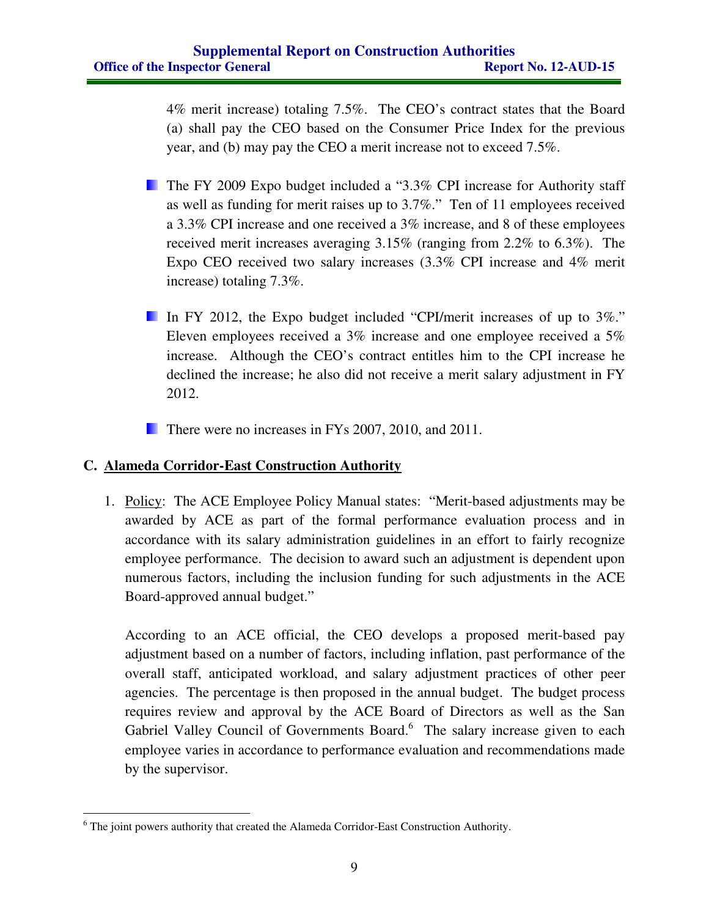4% merit increase) totaling 7.5%. The CEO's contract states that the Board (a) shall pay the CEO based on the Consumer Price Index for the previous year, and (b) may pay the CEO a merit increase not to exceed 7.5%.

- The FY 2009 Expo budget included a "3.3% CPI increase for Authority staff as well as funding for merit raises up to 3.7%." Ten of 11 employees received a 3.3% CPI increase and one received a 3% increase, and 8 of these employees received merit increases averaging 3.15% (ranging from 2.2% to 6.3%). The Expo CEO received two salary increases (3.3% CPI increase and 4% merit increase) totaling 7.3%.

- In FY 2012, the Expo budget included "CPI/merit increases of up to 3%." Eleven employees received a 3% increase and one employee received a 5% increase. Although the CEO's contract entitles him to the CPI increase he declined the increase; he also did not receive a merit salary adjustment in FY 2012.

- There were no increases in FYs 2007, 2010, and 2011.

## C. Alameda Corridor-East Construction Authority

1. Policy: The ACE Employee Policy Manual states: "Merit-based adjustments may be awarded by ACE as part of the formal performance evaluation process and in accordance with its salary administration guidelines in an effort to fairly recognize employee performance. The decision to award such an adjustment is dependent upon numerous factors, including the inclusion funding for such adjustments in the ACE Board-approved annual budget."

   According to an ACE official, the CEO develops a proposed merit-based pay adjustment based on a number of factors, including inflation, past performance of the overall staff, anticipated workload, and salary adjustment practices of other peer agencies. The percentage is then proposed in the annual budget. The budget process requires review and approval by the ACE Board of Directors as well as the San Gabriel Valley Council of Governments Board.[6] The salary increase given to each employee varies in accordance to performance evaluation and recommendations made by the supervisor.

[6] The joint powers authority that created the Alameda Corridor-East Construction Authority.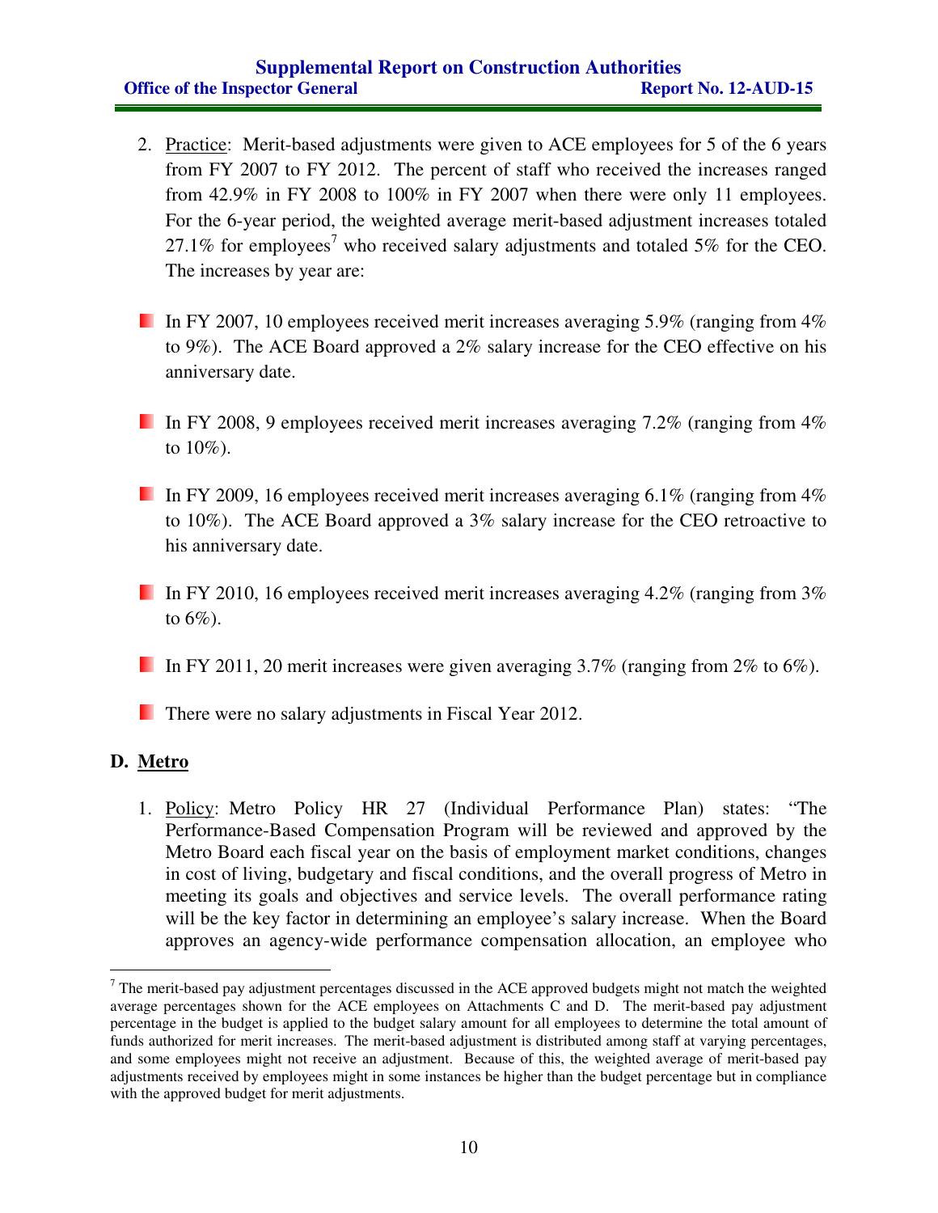2. Practice: Merit-based adjustments were given to ACE employees for 5 of the 6 years from FY 2007 to FY 2012. The percent of staff who received the increases ranged from 42.9% in FY 2008 to 100% in FY 2007 when there were only 11 employees. For the 6-year period, the weighted average merit-based adjustment increases totaled 27.1% for employees[7] who received salary adjustments and totaled 5% for the CEO. The increases by year are:

- In FY 2007, 10 employees received merit increases averaging 5.9% (ranging from 4% to 9%). The ACE Board approved a 2% salary increase for the CEO effective on his anniversary date.

- In FY 2008, 9 employees received merit increases averaging 7.2% (ranging from 4% to 10%).

- In FY 2009, 16 employees received merit increases averaging 6.1% (ranging from 4% to 10%). The ACE Board approved a 3% salary increase for the CEO retroactive to his anniversary date.

- In FY 2010, 16 employees received merit increases averaging 4.2% (ranging from 3% to 6%).

- In FY 2011, 20 merit increases were given averaging 3.7% (ranging from 2% to 6%).

- There were no salary adjustments in Fiscal Year 2012.

## D. Metro

1. Policy: Metro Policy HR 27 (Individual Performance Plan) states: "The Performance-Based Compensation Program will be reviewed and approved by the Metro Board each fiscal year on the basis of employment market conditions, changes in cost of living, budgetary and fiscal conditions, and the overall progress of Metro in meeting its goals and objectives and service levels. The overall performance rating will be the key factor in determining an employee's salary increase. When the Board approves an agency-wide performance compensation allocation, an employee who

[7] The merit-based pay adjustment percentages discussed in the ACE approved budgets might not match the weighted average percentages shown for the ACE employees on Attachments C and D. The merit-based pay adjustment percentage in the budget is applied to the budget salary amount for all employees to determine the total amount of funds authorized for merit increases. The merit-based adjustment is distributed among staff at varying percentages, and some employees might not receive an adjustment. Because of this, the weighted average of merit-based pay adjustments received by employees might in some instances be higher than the budget percentage but in compliance with the approved budget for merit adjustments.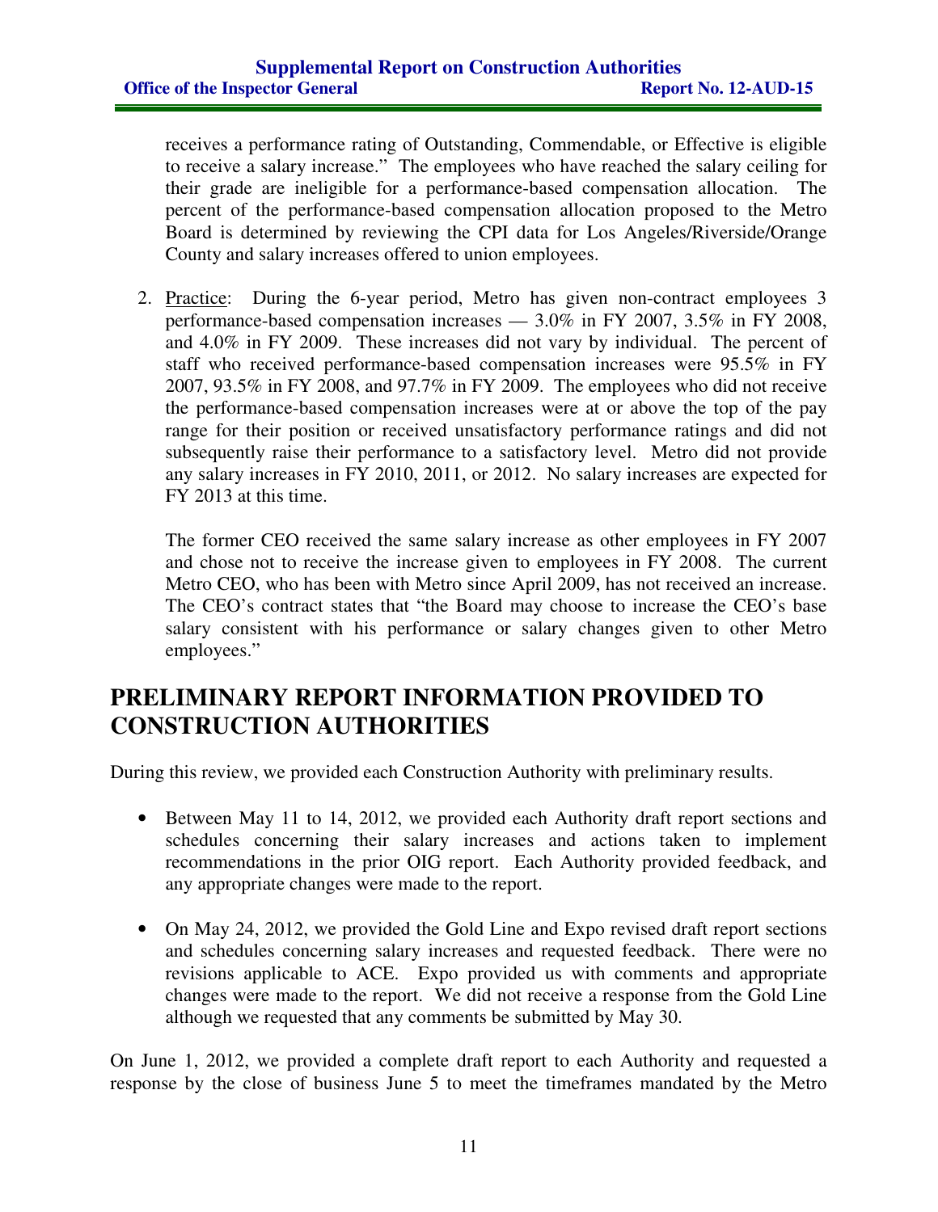receives a performance rating of Outstanding, Commendable, or Effective is eligible to receive a salary increase." The employees who have reached the salary ceiling for their grade are ineligible for a performance-based compensation allocation. The percent of the performance-based compensation allocation proposed to the Metro Board is determined by reviewing the CPI data for Los Angeles/Riverside/Orange County and salary increases offered to union employees.

2. Practice: During the 6-year period, Metro has given non-contract employees 3 performance-based compensation increases — 3.0% in FY 2007, 3.5% in FY 2008, and 4.0% in FY 2009. These increases did not vary by individual. The percent of staff who received performance-based compensation increases were 95.5% in FY 2007, 93.5% in FY 2008, and 97.7% in FY 2009. The employees who did not receive the performance-based compensation increases were at or above the top of the pay range for their position or received unsatisfactory performance ratings and did not subsequently raise their performance to a satisfactory level. Metro did not provide any salary increases in FY 2010, 2011, or 2012. No salary increases are expected for FY 2013 at this time.

   The former CEO received the same salary increase as other employees in FY 2007 and chose not to receive the increase given to employees in FY 2008. The current Metro CEO, who has been with Metro since April 2009, has not received an increase. The CEO's contract states that "the Board may choose to increase the CEO's base salary consistent with his performance or salary changes given to other Metro employees."

# PRELIMINARY REPORT INFORMATION PROVIDED TO CONSTRUCTION AUTHORITIES

During this review, we provided each Construction Authority with preliminary results.

- Between May 11 to 14, 2012, we provided each Authority draft report sections and schedules concerning their salary increases and actions taken to implement recommendations in the prior OIG report. Each Authority provided feedback, and any appropriate changes were made to the report.

- On May 24, 2012, we provided the Gold Line and Expo revised draft report sections and schedules concerning salary increases and requested feedback. There were no revisions applicable to ACE. Expo provided us with comments and appropriate changes were made to the report. We did not receive a response from the Gold Line although we requested that any comments be submitted by May 30.

On June 1, 2012, we provided a complete draft report to each Authority and requested a response by the close of business June 5 to meet the timeframes mandated by the Metro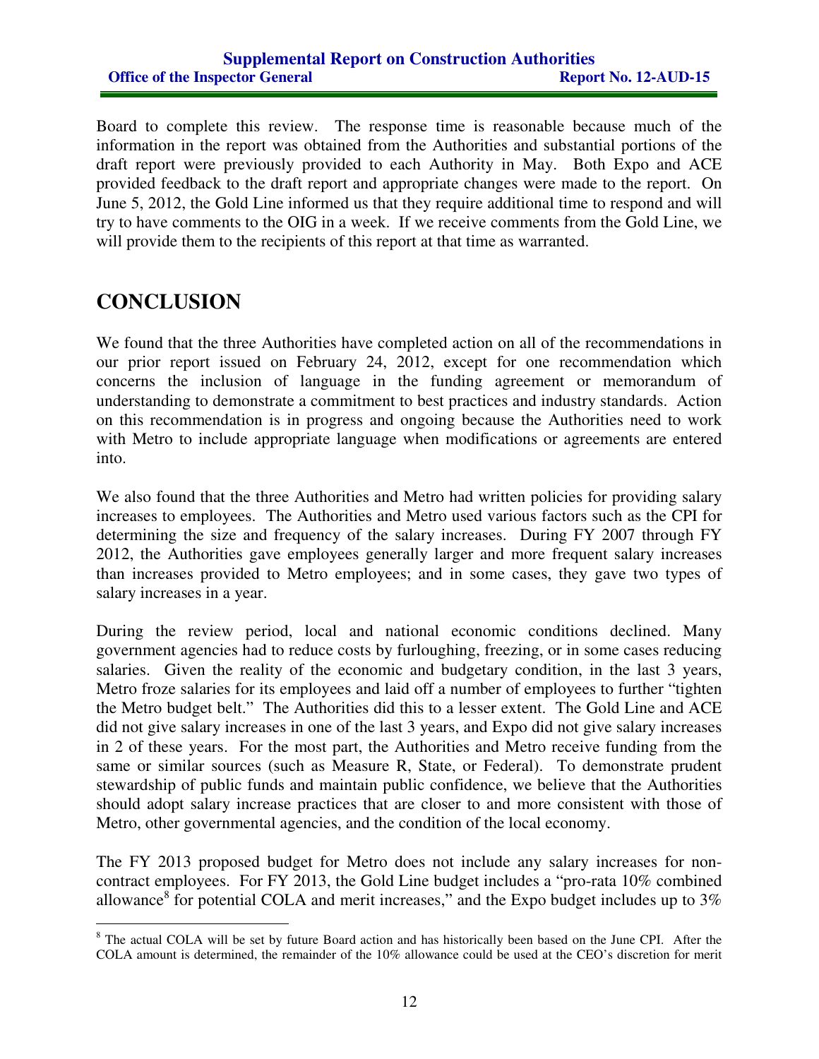Board to complete this review. The response time is reasonable because much of the information in the report was obtained from the Authorities and substantial portions of the draft report were previously provided to each Authority in May. Both Expo and ACE provided feedback to the draft report and appropriate changes were made to the report. On June 5, 2012, the Gold Line informed us that they require additional time to respond and will try to have comments to the OIG in a week. If we receive comments from the Gold Line, we will provide them to the recipients of this report at that time as warranted.

# CONCLUSION

We found that the three Authorities have completed action on all of the recommendations in our prior report issued on February 24, 2012, except for one recommendation which concerns the inclusion of language in the funding agreement or memorandum of understanding to demonstrate a commitment to best practices and industry standards. Action on this recommendation is in progress and ongoing because the Authorities need to work with Metro to include appropriate language when modifications or agreements are entered into.

We also found that the three Authorities and Metro had written policies for providing salary increases to employees. The Authorities and Metro used various factors such as the CPI for determining the size and frequency of the salary increases. During FY 2007 through FY 2012, the Authorities gave employees generally larger and more frequent salary increases than increases provided to Metro employees; and in some cases, they gave two types of salary increases in a year.

During the review period, local and national economic conditions declined. Many government agencies had to reduce costs by furloughing, freezing, or in some cases reducing salaries. Given the reality of the economic and budgetary condition, in the last 3 years, Metro froze salaries for its employees and laid off a number of employees to further "tighten the Metro budget belt." The Authorities did this to a lesser extent. The Gold Line and ACE did not give salary increases in one of the last 3 years, and Expo did not give salary increases in 2 of these years. For the most part, the Authorities and Metro receive funding from the same or similar sources (such as Measure R, State, or Federal). To demonstrate prudent stewardship of public funds and maintain public confidence, we believe that the Authorities should adopt salary increase practices that are closer to and more consistent with those of Metro, other governmental agencies, and the condition of the local economy.

The FY 2013 proposed budget for Metro does not include any salary increases for non-contract employees. For FY 2013, the Gold Line budget includes a "pro-rata 10% combined allowance[8] for potential COLA and merit increases," and the Expo budget includes up to 3%

[8] The actual COLA will be set by future Board action and has historically been based on the June CPI. After the COLA amount is determined, the remainder of the 10% allowance could be used at the CEO's discretion for merit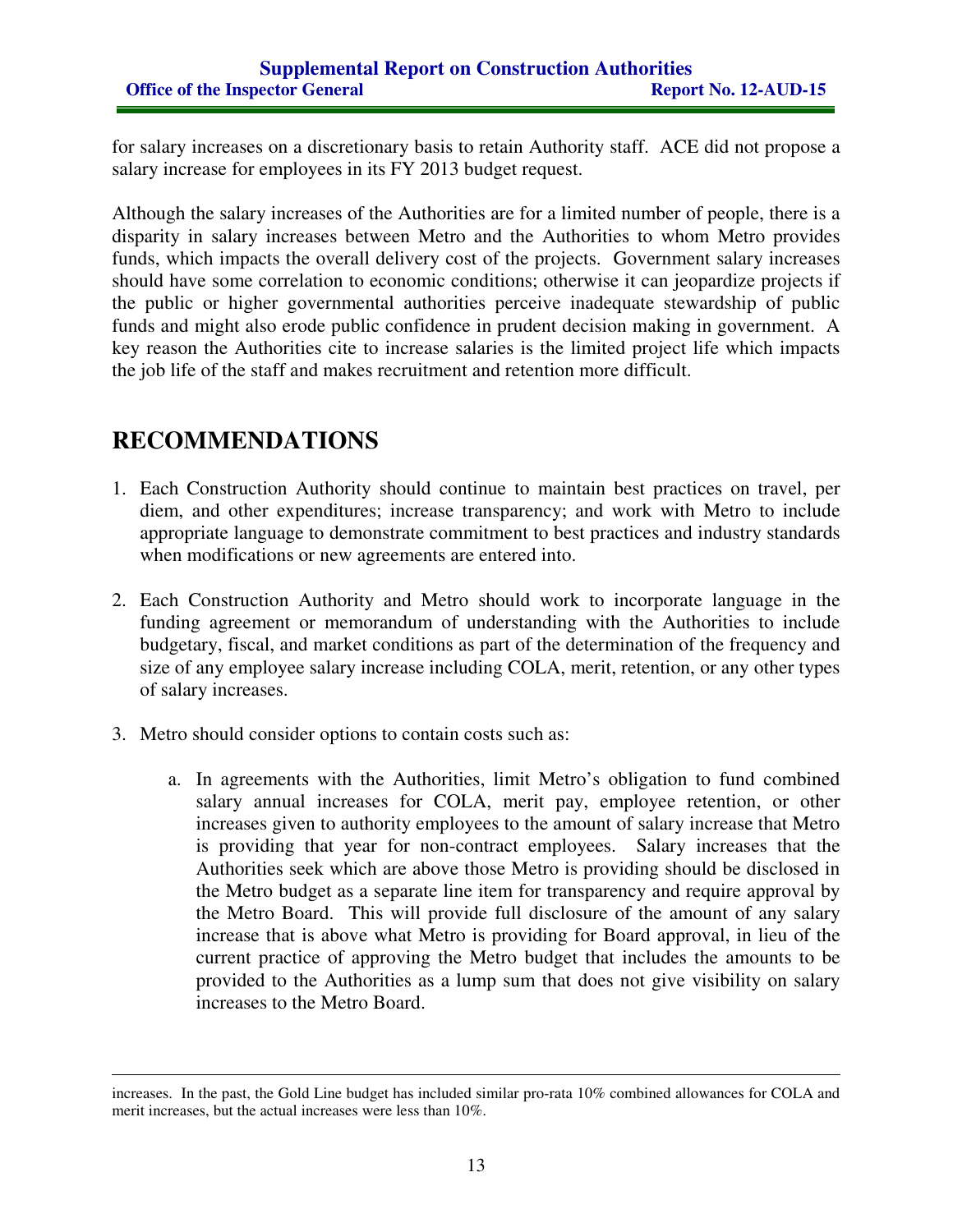for salary increases on a discretionary basis to retain Authority staff. ACE did not propose a salary increase for employees in its FY 2013 budget request.

Although the salary increases of the Authorities are for a limited number of people, there is a disparity in salary increases between Metro and the Authorities to whom Metro provides funds, which impacts the overall delivery cost of the projects. Government salary increases should have some correlation to economic conditions; otherwise it can jeopardize projects if the public or higher governmental authorities perceive inadequate stewardship of public funds and might also erode public confidence in prudent decision making in government. A key reason the Authorities cite to increase salaries is the limited project life which impacts the job life of the staff and makes recruitment and retention more difficult.

# RECOMMENDATIONS

1. Each Construction Authority should continue to maintain best practices on travel, per diem, and other expenditures; increase transparency; and work with Metro to include appropriate language to demonstrate commitment to best practices and industry standards when modifications or new agreements are entered into.

2. Each Construction Authority and Metro should work to incorporate language in the funding agreement or memorandum of understanding with the Authorities to include budgetary, fiscal, and market conditions as part of the determination of the frequency and size of any employee salary increase including COLA, merit, retention, or any other types of salary increases.

3. Metro should consider options to contain costs such as:

   a. In agreements with the Authorities, limit Metro's obligation to fund combined salary annual increases for COLA, merit pay, employee retention, or other increases given to authority employees to the amount of salary increase that Metro is providing that year for non-contract employees. Salary increases that the Authorities seek which are above those Metro is providing should be disclosed in the Metro budget as a separate line item for transparency and require approval by the Metro Board. This will provide full disclosure of the amount of any salary increase that is above what Metro is providing for Board approval, in lieu of the current practice of approving the Metro budget that includes the amounts to be provided to the Authorities as a lump sum that does not give visibility on salary increases to the Metro Board.

---

increases. In the past, the Gold Line budget has included similar pro-rata 10% combined allowances for COLA and merit increases, but the actual increases were less than 10%.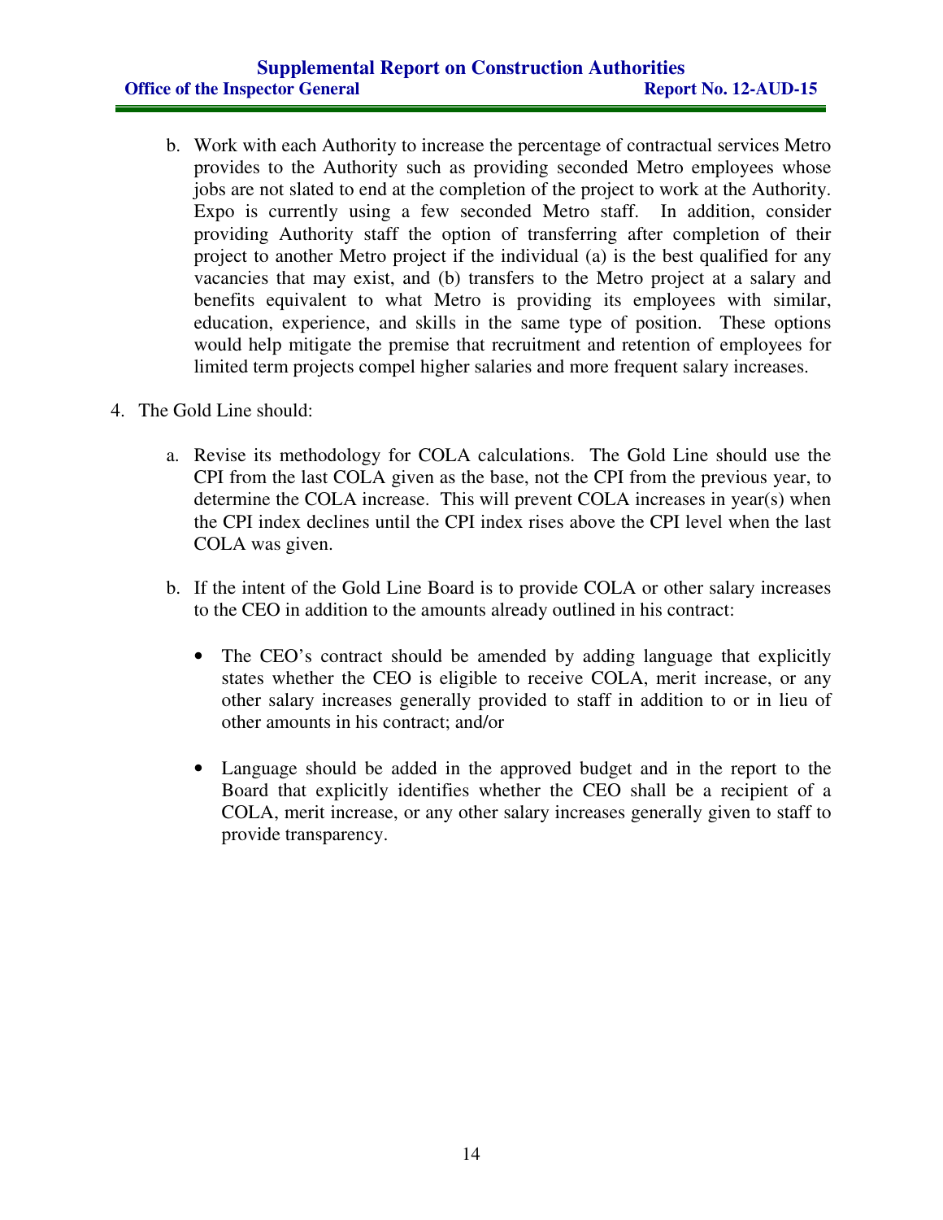b. Work with each Authority to increase the percentage of contractual services Metro provides to the Authority such as providing seconded Metro employees whose jobs are not slated to end at the completion of the project to work at the Authority. Expo is currently using a few seconded Metro staff. In addition, consider providing Authority staff the option of transferring after completion of their project to another Metro project if the individual (a) is the best qualified for any vacancies that may exist, and (b) transfers to the Metro project at a salary and benefits equivalent to what Metro is providing its employees with similar, education, experience, and skills in the same type of position. These options would help mitigate the premise that recruitment and retention of employees for limited term projects compel higher salaries and more frequent salary increases.

4. The Gold Line should:

    a. Revise its methodology for COLA calculations. The Gold Line should use the CPI from the last COLA given as the base, not the CPI from the previous year, to determine the COLA increase. This will prevent COLA increases in year(s) when the CPI index declines until the CPI index rises above the CPI level when the last COLA was given.

    b. If the intent of the Gold Line Board is to provide COLA or other salary increases to the CEO in addition to the amounts already outlined in his contract:

        - The CEO's contract should be amended by adding language that explicitly states whether the CEO is eligible to receive COLA, merit increase, or any other salary increases generally provided to staff in addition to or in lieu of other amounts in his contract; and/or

        - Language should be added in the approved budget and in the report to the Board that explicitly identifies whether the CEO shall be a recipient of a COLA, merit increase, or any other salary increases generally given to staff to provide transparency.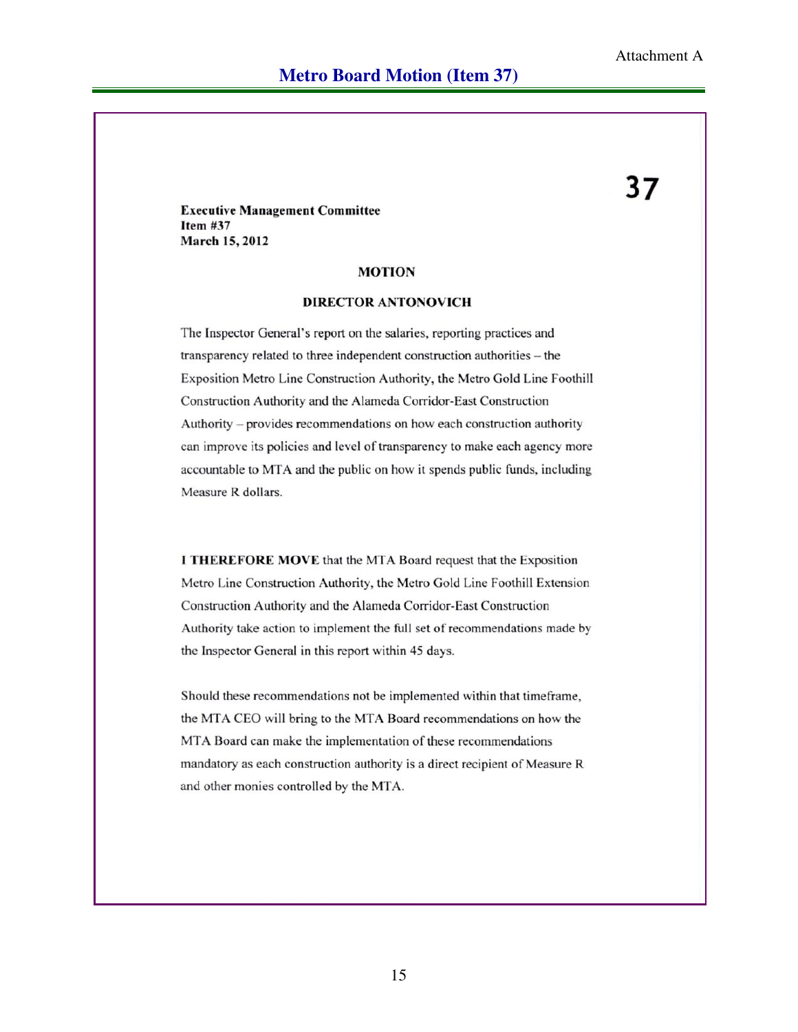Attachment A

# Metro Board Motion (Item 37)

37

**Executive Management Committee**
**Item #37**
**March 15, 2012**

**MOTION**

**DIRECTOR ANTONOVICH**

The Inspector General's report on the salaries, reporting practices and transparency related to three independent construction authorities – the Exposition Metro Line Construction Authority, the Metro Gold Line Foothill Construction Authority and the Alameda Corridor-East Construction Authority – provides recommendations on how each construction authority can improve its policies and level of transparency to make each agency more accountable to MTA and the public on how it spends public funds, including Measure R dollars.

**I THEREFORE MOVE** that the MTA Board request that the Exposition Metro Line Construction Authority, the Metro Gold Line Foothill Extension Construction Authority and the Alameda Corridor-East Construction Authority take action to implement the full set of recommendations made by the Inspector General in this report within 45 days.

Should these recommendations not be implemented within that timeframe, the MTA CEO will bring to the MTA Board recommendations on how the MTA Board can make the implementation of these recommendations mandatory as each construction authority is a direct recipient of Measure R and other monies controlled by the MTA.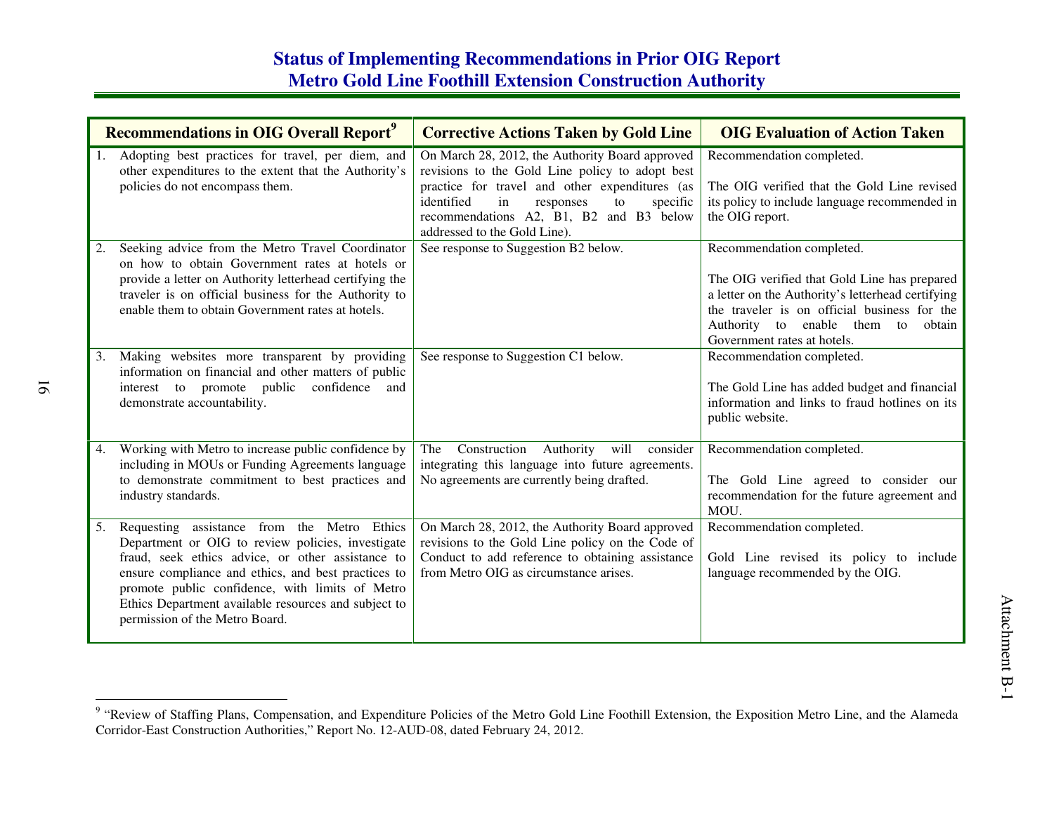## Status of Implementing Recommendations in Prior OIG Report
## Metro Gold Line Foothill Extension Construction Authority

| Recommendations in OIG Overall Report[9] | Corrective Actions Taken by Gold Line | OIG Evaluation of Action Taken |
|---|---|---|
| 1. Adopting best practices for travel, per diem, and other expenditures to the extent that the Authority's policies do not encompass them. | On March 28, 2012, the Authority Board approved revisions to the Gold Line policy to adopt best practice for travel and other expenditures (as identified in responses to specific recommendations A2, B1, B2 and B3 below addressed to the Gold Line). | Recommendation completed.<br><br>The OIG verified that the Gold Line revised its policy to include language recommended in the OIG report. |
| 2. Seeking advice from the Metro Travel Coordinator on how to obtain Government rates at hotels or provide a letter on Authority letterhead certifying the traveler is on official business for the Authority to enable them to obtain Government rates at hotels. | See response to Suggestion B2 below. | Recommendation completed.<br><br>The OIG verified that Gold Line has prepared a letter on the Authority's letterhead certifying the traveler is on official business for the Authority to enable them to obtain Government rates at hotels. |
| 3. Making websites more transparent by providing information on financial and other matters of public interest to promote public confidence and demonstrate accountability. | See response to Suggestion C1 below. | Recommendation completed.<br><br>The Gold Line has added budget and financial information and links to fraud hotlines on its public website. |
| 4. Working with Metro to increase public confidence by including in MOUs or Funding Agreements language to demonstrate commitment to best practices and industry standards. | The Construction Authority will consider integrating this language into future agreements. No agreements are currently being drafted. | Recommendation completed.<br><br>The Gold Line agreed to consider our recommendation for the future agreement and MOU. |
| 5. Requesting assistance from the Metro Ethics Department or OIG to review policies, investigate fraud, seek ethics advice, or other assistance to ensure compliance and ethics, and best practices to promote public confidence, with limits of Metro Ethics Department available resources and subject to permission of the Metro Board. | On March 28, 2012, the Authority Board approved revisions to the Gold Line policy on the Code of Conduct to add reference to obtaining assistance from Metro OIG as circumstance arises. | Recommendation completed.<br><br>Gold Line revised its policy to include language recommended by the OIG. |

[9] "Review of Staffing Plans, Compensation, and Expenditure Policies of the Metro Gold Line Foothill Extension, the Exposition Metro Line, and the Alameda Corridor-East Construction Authorities," Report No. 12-AUD-08, dated February 24, 2012.

Attachment B-1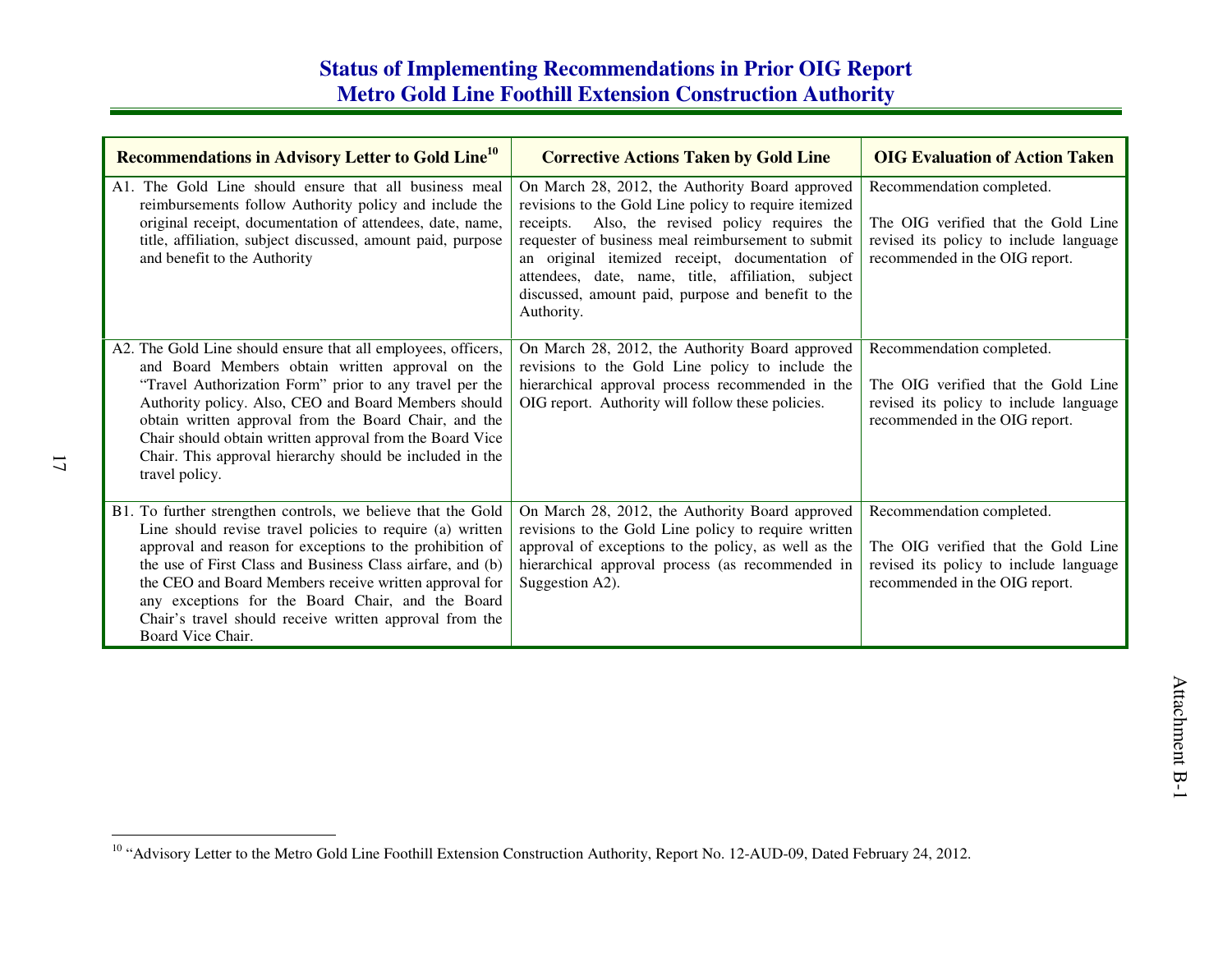# Status of Implementing Recommendations in Prior OIG Report
# Metro Gold Line Foothill Extension Construction Authority

| Recommendations in Advisory Letter to Gold Line[10] | Corrective Actions Taken by Gold Line | OIG Evaluation of Action Taken |
|---|---|---|
| A1. The Gold Line should ensure that all business meal reimbursements follow Authority policy and include the original receipt, documentation of attendees, date, name, title, affiliation, subject discussed, amount paid, purpose and benefit to the Authority | On March 28, 2012, the Authority Board approved revisions to the Gold Line policy to require itemized receipts. Also, the revised policy requires the requester of business meal reimbursement to submit an original itemized receipt, documentation of attendees, date, name, title, affiliation, subject discussed, amount paid, purpose and benefit to the Authority. | Recommendation completed.<br><br>The OIG verified that the Gold Line revised its policy to include language recommended in the OIG report. |
| A2. The Gold Line should ensure that all employees, officers, and Board Members obtain written approval on the "Travel Authorization Form" prior to any travel per the Authority policy. Also, CEO and Board Members should obtain written approval from the Board Chair, and the Chair should obtain written approval from the Board Vice Chair. This approval hierarchy should be included in the travel policy. | On March 28, 2012, the Authority Board approved revisions to the Gold Line policy to include the hierarchical approval process recommended in the OIG report. Authority will follow these policies. | Recommendation completed.<br><br>The OIG verified that the Gold Line revised its policy to include language recommended in the OIG report. |
| B1. To further strengthen controls, we believe that the Gold Line should revise travel policies to require (a) written approval and reason for exceptions to the prohibition of the use of First Class and Business Class airfare, and (b) the CEO and Board Members receive written approval for any exceptions for the Board Chair, and the Board Chair's travel should receive written approval from the Board Vice Chair. | On March 28, 2012, the Authority Board approved revisions to the Gold Line policy to require written approval of exceptions to the policy, as well as the hierarchical approval process (as recommended in Suggestion A2). | Recommendation completed.<br><br>The OIG verified that the Gold Line revised its policy to include language recommended in the OIG report. |

[10] "Advisory Letter to the Metro Gold Line Foothill Extension Construction Authority, Report No. 12-AUD-09, Dated February 24, 2012.

Attachment B-1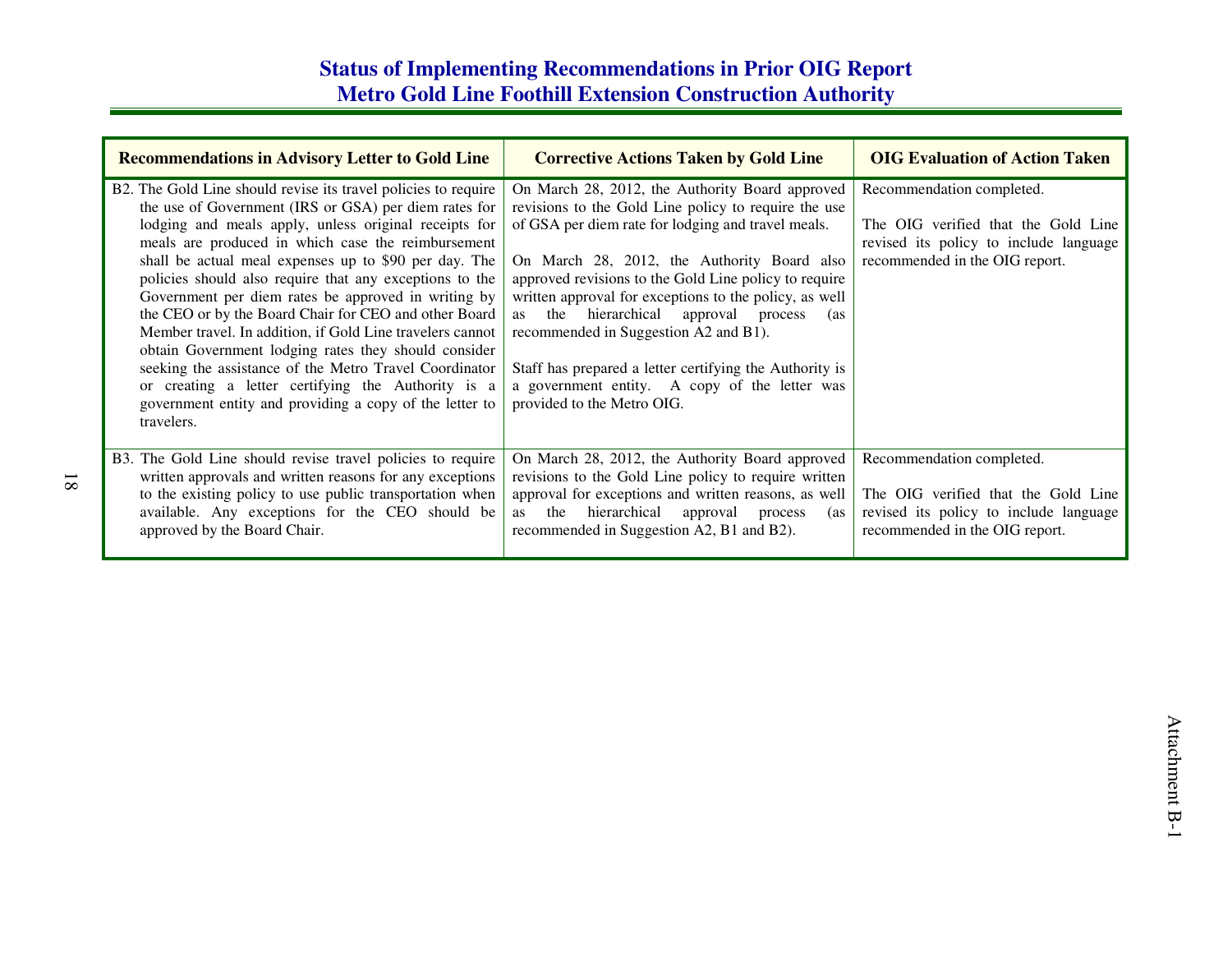# Status of Implementing Recommendations in Prior OIG Report
## Metro Gold Line Foothill Extension Construction Authority

| Recommendations in Advisory Letter to Gold Line | Corrective Actions Taken by Gold Line | OIG Evaluation of Action Taken |
|---|---|---|
| B2. The Gold Line should revise its travel policies to require the use of Government (IRS or GSA) per diem rates for lodging and meals apply, unless original receipts for meals are produced in which case the reimbursement shall be actual meal expenses up to $90 per day. The policies should also require that any exceptions to the Government per diem rates be approved in writing by the CEO or by the Board Chair for CEO and other Board Member travel. In addition, if Gold Line travelers cannot obtain Government lodging rates they should consider seeking the assistance of the Metro Travel Coordinator or creating a letter certifying the Authority is a government entity and providing a copy of the letter to travelers. | On March 28, 2012, the Authority Board approved revisions to the Gold Line policy to require the use of GSA per diem rate for lodging and travel meals.<br><br>On March 28, 2012, the Authority Board also approved revisions to the Gold Line policy to require written approval for exceptions to the policy, as well as the hierarchical approval process (as recommended in Suggestion A2 and B1).<br><br>Staff has prepared a letter certifying the Authority is a government entity. A copy of the letter was provided to the Metro OIG. | Recommendation completed.<br><br>The OIG verified that the Gold Line revised its policy to include language recommended in the OIG report. |
| B3. The Gold Line should revise travel policies to require written approvals and written reasons for any exceptions to the existing policy to use public transportation when available. Any exceptions for the CEO should be approved by the Board Chair. | On March 28, 2012, the Authority Board approved revisions to the Gold Line policy to require written approval for exceptions and written reasons, as well as the hierarchical approval process (as recommended in Suggestion A2, B1 and B2). | Recommendation completed.<br><br>The OIG verified that the Gold Line revised its policy to include language recommended in the OIG report. |

Attachment B-1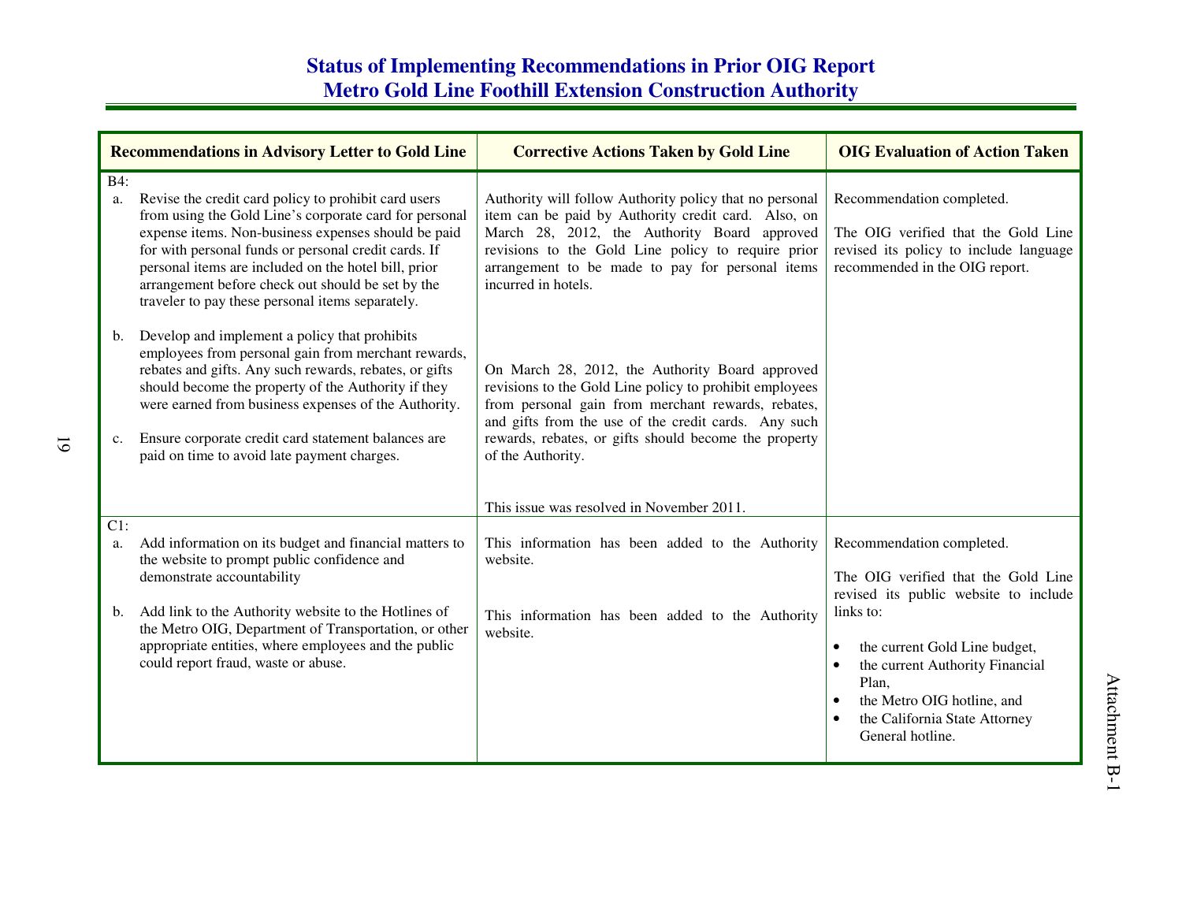# Status of Implementing Recommendations in Prior OIG Report
# Metro Gold Line Foothill Extension Construction Authority

| Recommendations in Advisory Letter to Gold Line | Corrective Actions Taken by Gold Line | OIG Evaluation of Action Taken |
|---|---|---|
| B4:<br>a. Revise the credit card policy to prohibit card users from using the Gold Line's corporate card for personal expense items. Non-business expenses should be paid for with personal funds or personal credit cards. If personal items are included on the hotel bill, prior arrangement before check out should be set by the traveler to pay these personal items separately.<br><br>b. Develop and implement a policy that prohibits employees from personal gain from merchant rewards, rebates and gifts. Any such rewards, rebates, or gifts should become the property of the Authority if they were earned from business expenses of the Authority.<br><br>c. Ensure corporate credit card statement balances are paid on time to avoid late payment charges. | Authority will follow Authority policy that no personal item can be paid by Authority credit card. Also, on March 28, 2012, the Authority Board approved revisions to the Gold Line policy to require prior arrangement to be made to pay for personal items incurred in hotels.<br><br>On March 28, 2012, the Authority Board approved revisions to the Gold Line policy to prohibit employees from personal gain from merchant rewards, rebates, and gifts from the use of the credit cards. Any such rewards, rebates, or gifts should become the property of the Authority.<br><br>This issue was resolved in November 2011. | Recommendation completed.<br><br>The OIG verified that the Gold Line revised its policy to include language recommended in the OIG report. |
| C1:<br>a. Add information on its budget and financial matters to the website to prompt public confidence and demonstrate accountability<br><br>b. Add link to the Authority website to the Hotlines of the Metro OIG, Department of Transportation, or other appropriate entities, where employees and the public could report fraud, waste or abuse. | This information has been added to the Authority website.<br><br>This information has been added to the Authority website. | Recommendation completed.<br><br>The OIG verified that the Gold Line revised its public website to include links to:<br>• the current Gold Line budget,<br>• the current Authority Financial Plan,<br>• the Metro OIG hotline, and<br>• the California State Attorney General hotline. |

Attachment B-1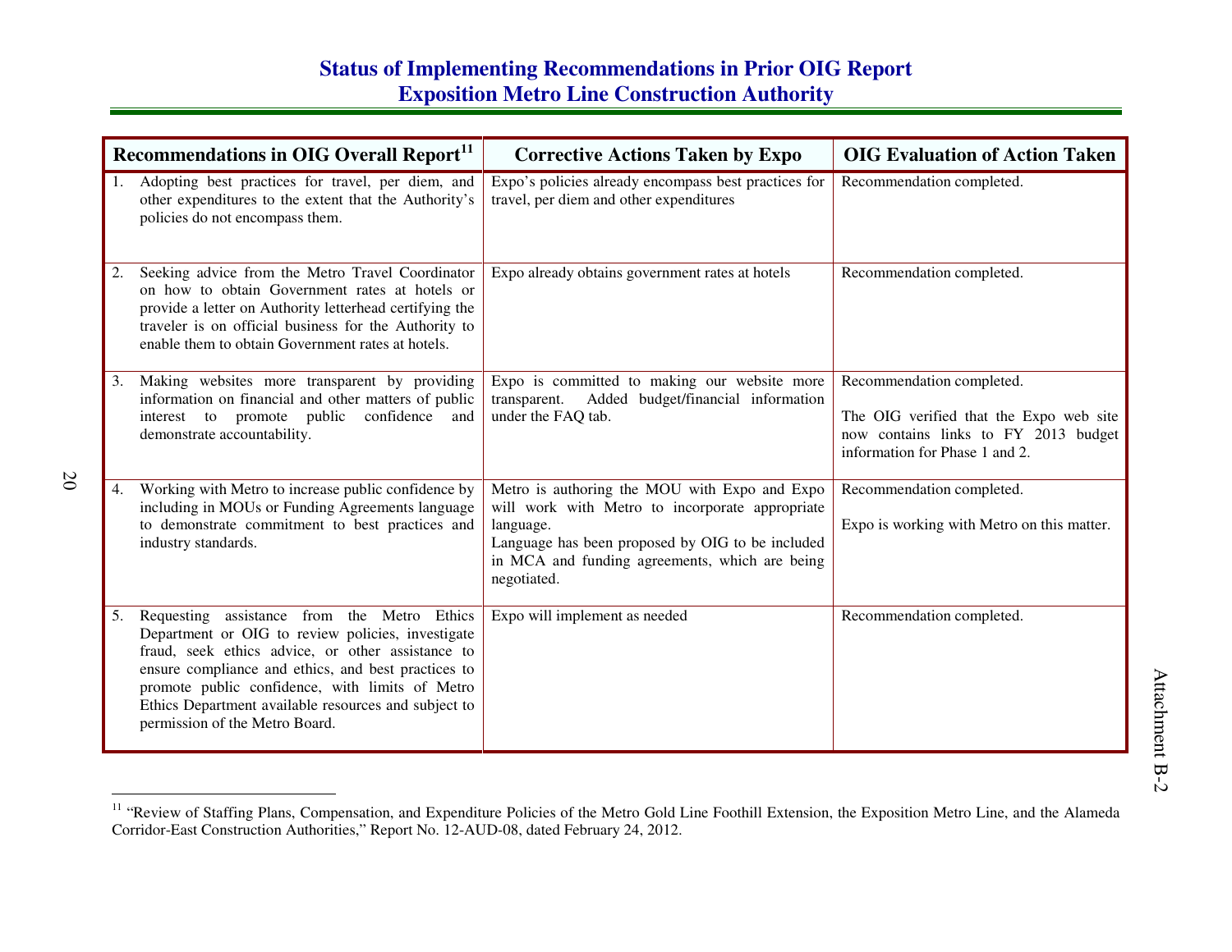# Status of Implementing Recommendations in Prior OIG Report
# Exposition Metro Line Construction Authority

| Recommendations in OIG Overall Report[11] | Corrective Actions Taken by Expo | OIG Evaluation of Action Taken |
|---|---|---|
| 1. Adopting best practices for travel, per diem, and other expenditures to the extent that the Authority's policies do not encompass them. | Expo's policies already encompass best practices for travel, per diem and other expenditures | Recommendation completed. |
| 2. Seeking advice from the Metro Travel Coordinator on how to obtain Government rates at hotels or provide a letter on Authority letterhead certifying the traveler is on official business for the Authority to enable them to obtain Government rates at hotels. | Expo already obtains government rates at hotels | Recommendation completed. |
| 3. Making websites more transparent by providing information on financial and other matters of public interest to promote public confidence and demonstrate accountability. | Expo is committed to making our website more transparent. Added budget/financial information under the FAQ tab. | Recommendation completed.<br><br>The OIG verified that the Expo web site now contains links to FY 2013 budget information for Phase 1 and 2. |
| 4. Working with Metro to increase public confidence by including in MOUs or Funding Agreements language to demonstrate commitment to best practices and industry standards. | Metro is authoring the MOU with Expo and Expo will work with Metro to incorporate appropriate language.<br>Language has been proposed by OIG to be included in MCA and funding agreements, which are being negotiated. | Recommendation completed.<br><br>Expo is working with Metro on this matter. |
| 5. Requesting assistance from the Metro Ethics Department or OIG to review policies, investigate fraud, seek ethics advice, or other assistance to ensure compliance and ethics, and best practices to promote public confidence, with limits of Metro Ethics Department available resources and subject to permission of the Metro Board. | Expo will implement as needed | Recommendation completed. |

[11] "Review of Staffing Plans, Compensation, and Expenditure Policies of the Metro Gold Line Foothill Extension, the Exposition Metro Line, and the Alameda Corridor-East Construction Authorities," Report No. 12-AUD-08, dated February 24, 2012.

Attachment B-2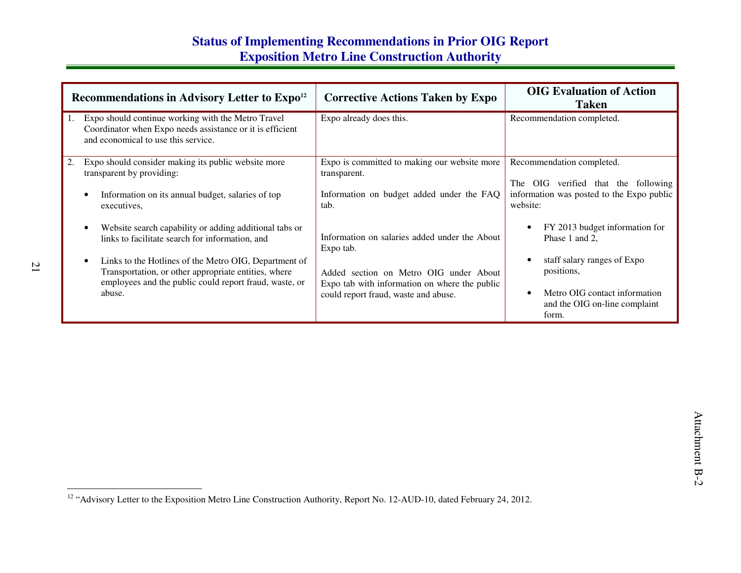# Status of Implementing Recommendations in Prior OIG Report
# Exposition Metro Line Construction Authority

| Recommendations in Advisory Letter to Expo[12] | Corrective Actions Taken by Expo | OIG Evaluation of Action Taken |
|---|---|---|
| 1. Expo should continue working with the Metro Travel Coordinator when Expo needs assistance or it is efficient and economical to use this service. | Expo already does this. | Recommendation completed. |
| 2. Expo should consider making its public website more transparent by providing: <br>• Information on its annual budget, salaries of top executives, <br>• Website search capability or adding additional tabs or links to facilitate search for information, and <br>• Links to the Hotlines of the Metro OIG, Department of Transportation, or other appropriate entities, where employees and the public could report fraud, waste, or abuse. | Expo is committed to making our website more transparent. <br><br>Information on budget added under the FAQ tab. <br><br>Information on salaries added under the About Expo tab. <br><br>Added section on Metro OIG under About Expo tab with information on where the public could report fraud, waste and abuse. | Recommendation completed. <br><br>The OIG verified that the following information was posted to the Expo public website: <br>• FY 2013 budget information for Phase 1 and 2, <br>• staff salary ranges of Expo positions, <br>• Metro OIG contact information and the OIG on-line complaint form. |

[12] "Advisory Letter to the Exposition Metro Line Construction Authority, Report No. 12-AUD-10, dated February 24, 2012.

Attachment B-2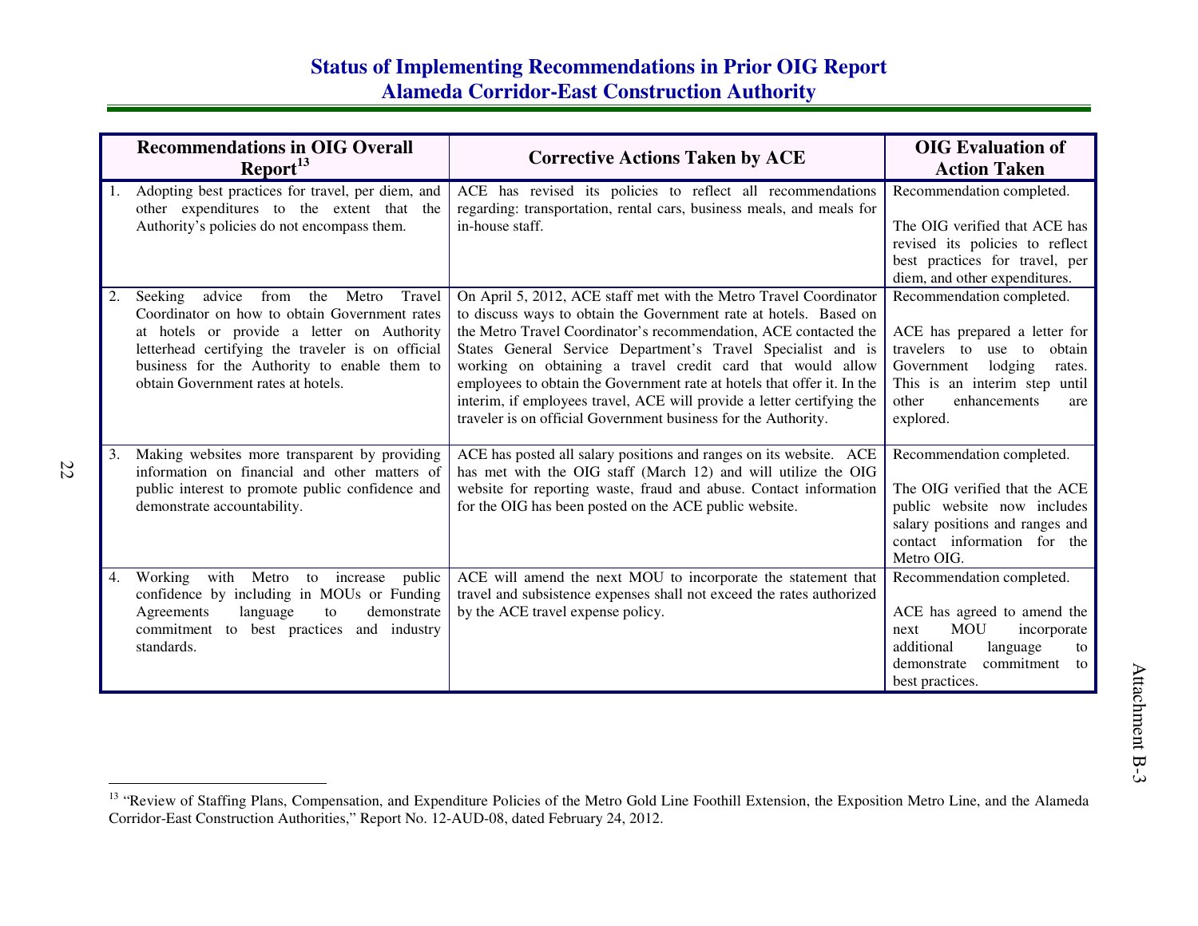## Status of Implementing Recommendations in Prior OIG Report
## Alameda Corridor-East Construction Authority

| Recommendations in OIG Overall Report[13] | Corrective Actions Taken by ACE | OIG Evaluation of Action Taken |
|---|---|---|
| 1. Adopting best practices for travel, per diem, and other expenditures to the extent that the Authority's policies do not encompass them. | ACE has revised its policies to reflect all recommendations regarding: transportation, rental cars, business meals, and meals for in-house staff. | Recommendation completed.<br><br>The OIG verified that ACE has revised its policies to reflect best practices for travel, per diem, and other expenditures. |
| 2. Seeking advice from the Metro Travel Coordinator on how to obtain Government rates at hotels or provide a letter on Authority letterhead certifying the traveler is on official business for the Authority to enable them to obtain Government rates at hotels. | On April 5, 2012, ACE staff met with the Metro Travel Coordinator to discuss ways to obtain the Government rate at hotels. Based on the Metro Travel Coordinator's recommendation, ACE contacted the States General Service Department's Travel Specialist and is working on obtaining a travel credit card that would allow employees to obtain the Government rate at hotels that offer it. In the interim, if employees travel, ACE will provide a letter certifying the traveler is on official Government business for the Authority. | Recommendation completed.<br><br>ACE has prepared a letter for travelers to use to obtain Government lodging rates. This is an interim step until other enhancements are explored. |
| 3. Making websites more transparent by providing information on financial and other matters of public interest to promote public confidence and demonstrate accountability. | ACE has posted all salary positions and ranges on its website. ACE has met with the OIG staff (March 12) and will utilize the OIG website for reporting waste, fraud and abuse. Contact information for the OIG has been posted on the ACE public website. | Recommendation completed.<br><br>The OIG verified that the ACE public website now includes salary positions and ranges and contact information for the Metro OIG. |
| 4. Working with Metro to increase public confidence by including in MOUs or Funding Agreements language to demonstrate commitment to best practices and industry standards. | ACE will amend the next MOU to incorporate the statement that travel and subsistence expenses shall not exceed the rates authorized by the ACE travel expense policy. | Recommendation completed.<br><br>ACE has agreed to amend the next MOU incorporate additional language to demonstrate commitment to best practices. |

[13] "Review of Staffing Plans, Compensation, and Expenditure Policies of the Metro Gold Line Foothill Extension, the Exposition Metro Line, and the Alameda Corridor-East Construction Authorities," Report No. 12-AUD-08, dated February 24, 2012.

Attachment B-3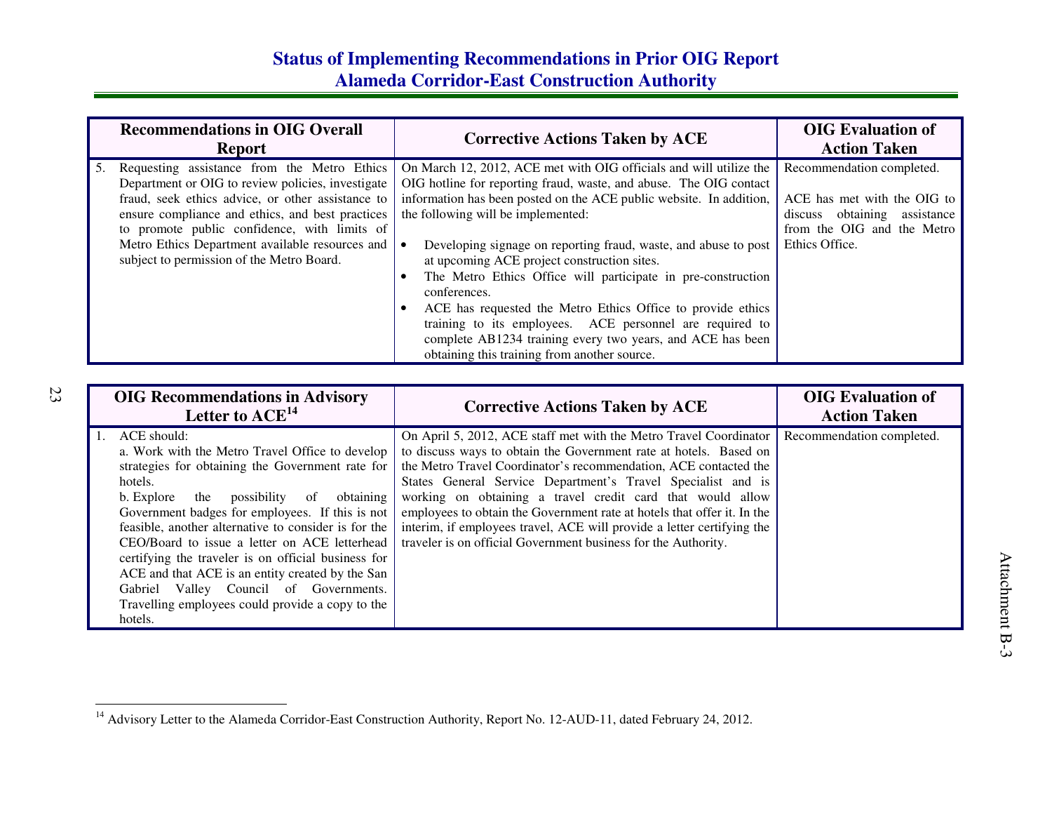## Status of Implementing Recommendations in Prior OIG Report
## Alameda Corridor-East Construction Authority

| Recommendations in OIG Overall Report | Corrective Actions Taken by ACE | OIG Evaluation of Action Taken |
|---|---|---|
| 5. Requesting assistance from the Metro Ethics Department or OIG to review policies, investigate fraud, seek ethics advice, or other assistance to ensure compliance and ethics, and best practices to promote public confidence, with limits of Metro Ethics Department available resources and subject to permission of the Metro Board. | On March 12, 2012, ACE met with OIG officials and will utilize the OIG hotline for reporting fraud, waste, and abuse. The OIG contact information has been posted on the ACE public website. In addition, the following will be implemented:<br><br>• Developing signage on reporting fraud, waste, and abuse to post at upcoming ACE project construction sites.<br>• The Metro Ethics Office will participate in pre-construction conferences.<br>• ACE has requested the Metro Ethics Office to provide ethics training to its employees. ACE personnel are required to complete AB1234 training every two years, and ACE has been obtaining this training from another source. | Recommendation completed.<br><br>ACE has met with the OIG to discuss obtaining assistance from the OIG and the Metro Ethics Office. |

| OIG Recommendations in Advisory Letter to ACE[14] | Corrective Actions Taken by ACE | OIG Evaluation of Action Taken |
|---|---|---|
| 1. ACE should:<br>a. Work with the Metro Travel Office to develop strategies for obtaining the Government rate for hotels.<br>b. Explore the possibility of obtaining Government badges for employees. If this is not feasible, another alternative to consider is for the CEO/Board to issue a letter on ACE letterhead certifying the traveler is on official business for ACE and that ACE is an entity created by the San Gabriel Valley Council of Governments. Travelling employees could provide a copy to the hotels. | On April 5, 2012, ACE staff met with the Metro Travel Coordinator to discuss ways to obtain the Government rate at hotels. Based on the Metro Travel Coordinator's recommendation, ACE contacted the States General Service Department's Travel Specialist and is working on obtaining a travel credit card that would allow employees to obtain the Government rate at hotels that offer it. In the interim, if employees travel, ACE will provide a letter certifying the traveler is on official Government business for the Authority. | Recommendation completed. |

[14] Advisory Letter to the Alameda Corridor-East Construction Authority, Report No. 12-AUD-11, dated February 24, 2012.

Attachment B-3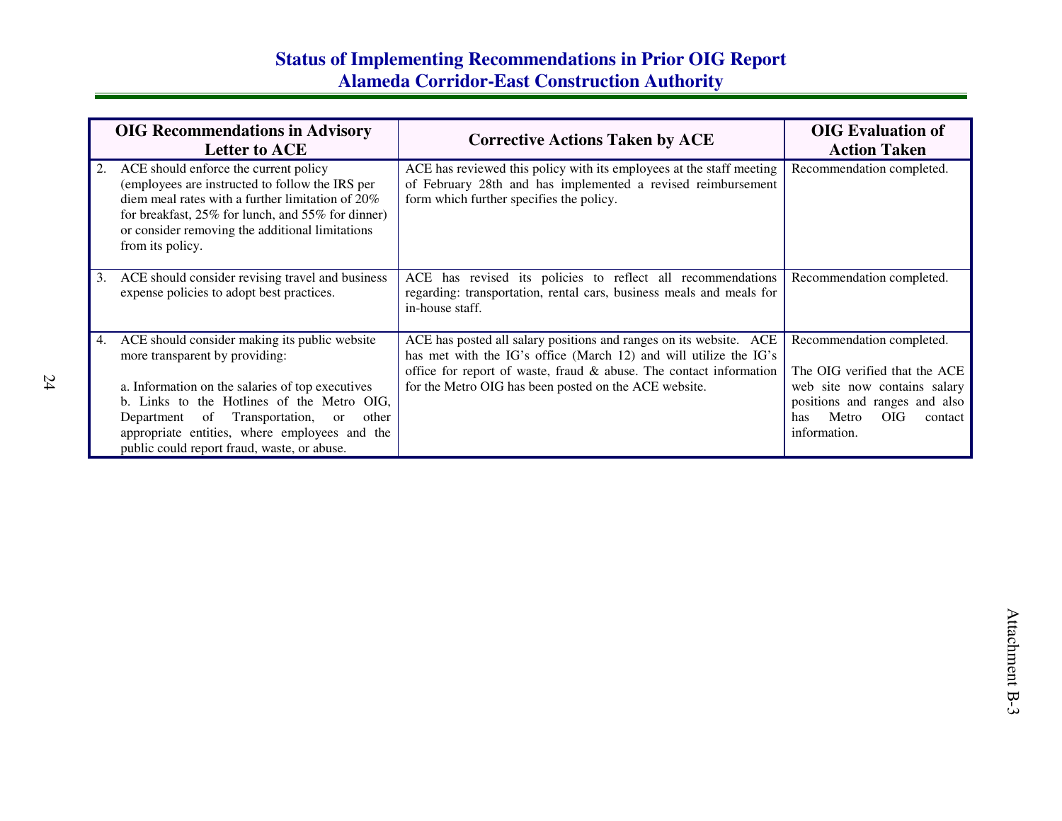## Status of Implementing Recommendations in Prior OIG Report
## Alameda Corridor-East Construction Authority

| OIG Recommendations in Advisory Letter to ACE | Corrective Actions Taken by ACE | OIG Evaluation of Action Taken |
|---|---|---|
| 2. ACE should enforce the current policy (employees are instructed to follow the IRS per diem meal rates with a further limitation of 20% for breakfast, 25% for lunch, and 55% for dinner) or consider removing the additional limitations from its policy. | ACE has reviewed this policy with its employees at the staff meeting of February 28th and has implemented a revised reimbursement form which further specifies the policy. | Recommendation completed. |
| 3. ACE should consider revising travel and business expense policies to adopt best practices. | ACE has revised its policies to reflect all recommendations regarding: transportation, rental cars, business meals and meals for in-house staff. | Recommendation completed. |
| 4. ACE should consider making its public website more transparent by providing:<br><br>a. Information on the salaries of top executives<br>b. Links to the Hotlines of the Metro OIG, Department of Transportation, or other appropriate entities, where employees and the public could report fraud, waste, or abuse. | ACE has posted all salary positions and ranges on its website. ACE has met with the IG's office (March 12) and will utilize the IG's office for report of waste, fraud & abuse. The contact information for the Metro OIG has been posted on the ACE website. | Recommendation completed.<br><br>The OIG verified that the ACE web site now contains salary positions and ranges and also has Metro OIG contact information. |

Attachment B-3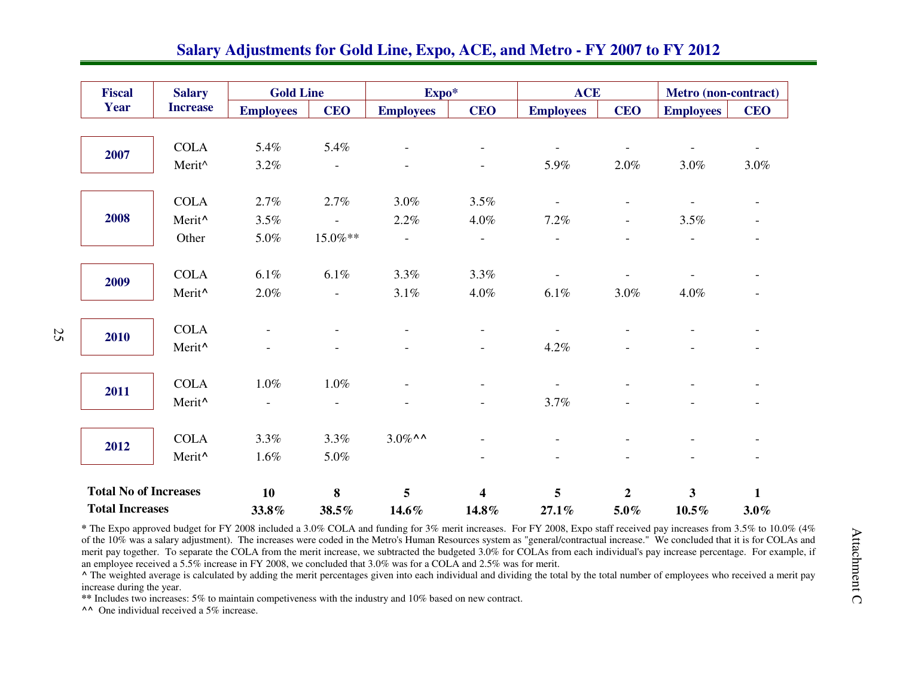# Salary Adjustments for Gold Line, Expo, ACE, and Metro - FY 2007 to FY 2012

| Fiscal Year | Salary Increase | Gold Line | | Expo* | | ACE | | Metro (non-contract) | |
|---|---|---|---|---|---|---|---|---|---|
| | | Employees | CEO | Employees | CEO | Employees | CEO | Employees | CEO |
| 2007 | COLA | 5.4% | 5.4% | - | - | - | - | - | - |
| | Merit^ | 3.2% | - | - | - | 5.9% | 2.0% | 3.0% | 3.0% |
| 2008 | COLA | 2.7% | 2.7% | 3.0% | 3.5% | - | - | - | - |
| | Merit^ | 3.5% | - | 2.2% | 4.0% | 7.2% | - | 3.5% | - |
| | Other | 5.0% | 15.0%** | - | - | - | - | - | - |
| 2009 | COLA | 6.1% | 6.1% | 3.3% | 3.3% | - | - | - | - |
| | Merit^ | 2.0% | - | 3.1% | 4.0% | 6.1% | 3.0% | 4.0% | - |
| 2010 | COLA | - | - | - | - | - | - | - | - |
| | Merit^ | - | - | - | - | 4.2% | - | - | - |
| 2011 | COLA | 1.0% | 1.0% | - | - | - | - | - | - |
| | Merit^ | - | - | - | - | 3.7% | - | - | - |
| 2012 | COLA | 3.3% | 3.3% | 3.0%^^ | - | - | - | - | - |
| | Merit^ | 1.6% | 5.0% | | - | - | - | - | - |
| **Total No of Increases** | | **10** | **8** | **5** | **4** | **5** | **2** | **3** | **1** |
| **Total Increases** | | **33.8%** | **38.5%** | **14.6%** | **14.8%** | **27.1%** | **5.0%** | **10.5%** | **3.0%** |

* The Expo approved budget for FY 2008 included a 3.0% COLA and funding for 3% merit increases. For FY 2008, Expo staff received pay increases from 3.5% to 10.0% (4% of the 10% was a salary adjustment). The increases were coded in the Metro's Human Resources system as "general/contractual increase." We concluded that it is for COLAs and merit pay together. To separate the COLA from the merit increase, we subtracted the budgeted 3.0% for COLAs from each individual's pay increase percentage. For example, if an employee received a 5.5% increase in FY 2008, we concluded that 3.0% was for a COLA and 2.5% was for merit.

^ The weighted average is calculated by adding the merit percentages given into each individual and dividing the total by the total number of employees who received a merit pay increase during the year.

** Includes two increases: 5% to maintain competiveness with the industry and 10% based on new contract.

^^ One individual received a 5% increase.

Attachment C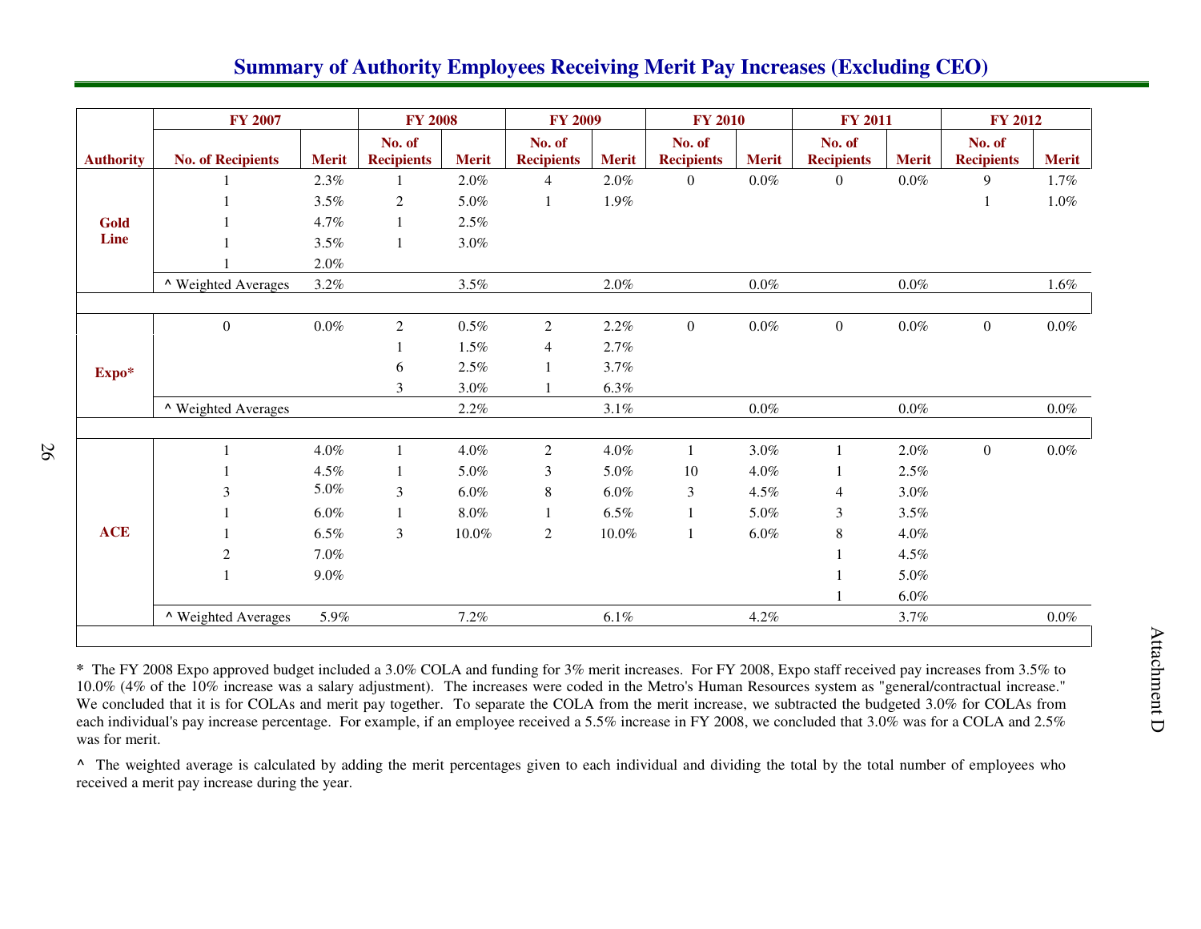## Summary of Authority Employees Receiving Merit Pay Increases (Excluding CEO)

| | FY 2007 | | FY 2008 | | FY 2009 | | FY 2010 | | FY 2011 | | FY 2012 | |
|---|---|---|---|---|---|---|---|---|---|---|---|---|
| **Authority** | **No. of Recipients** | **Merit** | **No. of Recipients** | **Merit** | **No. of Recipients** | **Merit** | **No. of Recipients** | **Merit** | **No. of Recipients** | **Merit** | **No. of Recipients** | **Merit** |
| **Gold Line** | 1 | 2.3% | 1 | 2.0% | 4 | 2.0% | 0 | 0.0% | 0 | 0.0% | 9 | 1.7% |
| | 1 | 3.5% | 2 | 5.0% | 1 | 1.9% | | | | | 1 | 1.0% |
| | 1 | 4.7% | 1 | 2.5% | | | | | | | | |
| | 1 | 3.5% | 1 | 3.0% | | | | | | | | |
| | 1 | 2.0% | | | | | | | | | | |
| | ^ Weighted Averages | 3.2% | | 3.5% | | 2.0% | | 0.0% | | 0.0% | | 1.6% |
| **Expo*** | 0 | 0.0% | 2 | 0.5% | 2 | 2.2% | 0 | 0.0% | 0 | 0.0% | 0 | 0.0% |
| | | | 1 | 1.5% | 4 | 2.7% | | | | | | |
| | | | 6 | 2.5% | 1 | 3.7% | | | | | | |
| | | | 3 | 3.0% | 1 | 6.3% | | | | | | |
| | ^ Weighted Averages | | | 2.2% | | 3.1% | | 0.0% | | 0.0% | | 0.0% |
| **ACE** | 1 | 4.0% | 1 | 4.0% | 2 | 4.0% | 1 | 3.0% | 1 | 2.0% | 0 | 0.0% |
| | 1 | 4.5% | 1 | 5.0% | 3 | 5.0% | 10 | 4.0% | 1 | 2.5% | | |
| | 3 | 5.0% | 3 | 6.0% | 8 | 6.0% | 3 | 4.5% | 4 | 3.0% | | |
| | 1 | 6.0% | 1 | 8.0% | 1 | 6.5% | 1 | 5.0% | 3 | 3.5% | | |
| | 1 | 6.5% | 3 | 10.0% | 2 | 10.0% | 1 | 6.0% | 8 | 4.0% | | |
| | 2 | 7.0% | | | | | | | 1 | 4.5% | | |
| | 1 | 9.0% | | | | | | | 1 | 5.0% | | |
| | | | | | | | | | 1 | 6.0% | | |
| | ^ Weighted Averages | 5.9% | | 7.2% | | 6.1% | | 4.2% | | 3.7% | | 0.0% |

\* The FY 2008 Expo approved budget included a 3.0% COLA and funding for 3% merit increases. For FY 2008, Expo staff received pay increases from 3.5% to 10.0% (4% of the 10% increase was a salary adjustment). The increases were coded in the Metro's Human Resources system as "general/contractual increase." We concluded that it is for COLAs and merit pay together. To separate the COLA from the merit increase, we subtracted the budgeted 3.0% for COLAs from each individual's pay increase percentage. For example, if an employee received a 5.5% increase in FY 2008, we concluded that 3.0% was for a COLA and 2.5% was for merit.

^ The weighted average is calculated by adding the merit percentages given to each individual and dividing the total by the total number of employees who received a merit pay increase during the year.

Attachment D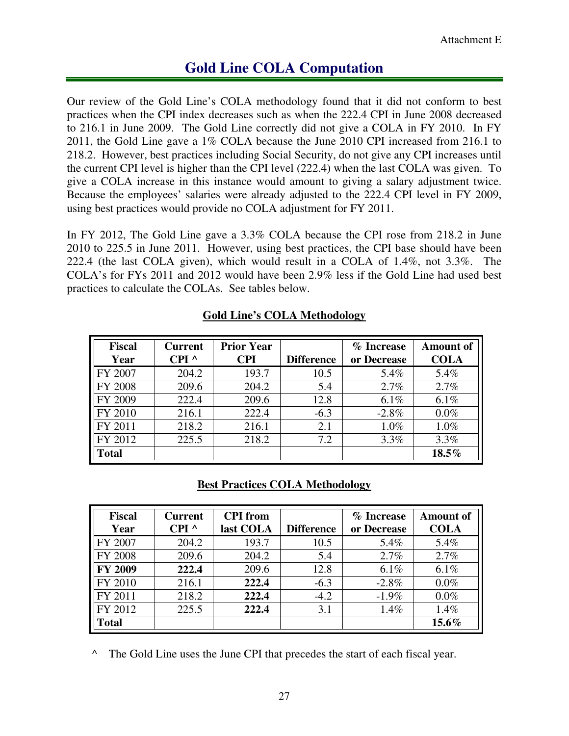Attachment E

# Gold Line COLA Computation

Our review of the Gold Line's COLA methodology found that it did not conform to best practices when the CPI index decreases such as when the 222.4 CPI in June 2008 decreased to 216.1 in June 2009. The Gold Line correctly did not give a COLA in FY 2010. In FY 2011, the Gold Line gave a 1% COLA because the June 2010 CPI increased from 216.1 to 218.2. However, best practices including Social Security, do not give any CPI increases until the current CPI level is higher than the CPI level (222.4) when the last COLA was given. To give a COLA increase in this instance would amount to giving a salary adjustment twice. Because the employees' salaries were already adjusted to the 222.4 CPI level in FY 2009, using best practices would provide no COLA adjustment for FY 2011.

In FY 2012, The Gold Line gave a 3.3% COLA because the CPI rose from 218.2 in June 2010 to 225.5 in June 2011. However, using best practices, the CPI base should have been 222.4 (the last COLA given), which would result in a COLA of 1.4%, not 3.3%. The COLA's for FYs 2011 and 2012 would have been 2.9% less if the Gold Line had used best practices to calculate the COLAs. See tables below.

**<u>Gold Line's COLA Methodology</u>**

| Fiscal Year | Current CPI ^ | Prior Year CPI | Difference | % Increase or Decrease | Amount of COLA |
|---|---|---|---|---|---|
| FY 2007 | 204.2 | 193.7 | 10.5 | 5.4% | 5.4% |
| FY 2008 | 209.6 | 204.2 | 5.4 | 2.7% | 2.7% |
| FY 2009 | 222.4 | 209.6 | 12.8 | 6.1% | 6.1% |
| FY 2010 | 216.1 | 222.4 | -6.3 | -2.8% | 0.0% |
| FY 2011 | 218.2 | 216.1 | 2.1 | 1.0% | 1.0% |
| FY 2012 | 225.5 | 218.2 | 7.2 | 3.3% | 3.3% |
| **Total** | | | | | **18.5%** |

**<u>Best Practices COLA Methodology</u>**

| Fiscal Year | Current CPI ^ | CPI from last COLA | Difference | % Increase or Decrease | Amount of COLA |
|---|---|---|---|---|---|
| FY 2007 | 204.2 | 193.7 | 10.5 | 5.4% | 5.4% |
| FY 2008 | 209.6 | 204.2 | 5.4 | 2.7% | 2.7% |
| **FY 2009** | **222.4** | 209.6 | 12.8 | 6.1% | 6.1% |
| FY 2010 | 216.1 | **222.4** | -6.3 | -2.8% | 0.0% |
| FY 2011 | 218.2 | **222.4** | -4.2 | -1.9% | 0.0% |
| FY 2012 | 225.5 | **222.4** | 3.1 | 1.4% | 1.4% |
| **Total** | | | | | **15.6%** |

^ The Gold Line uses the June CPI that precedes the start of each fiscal year.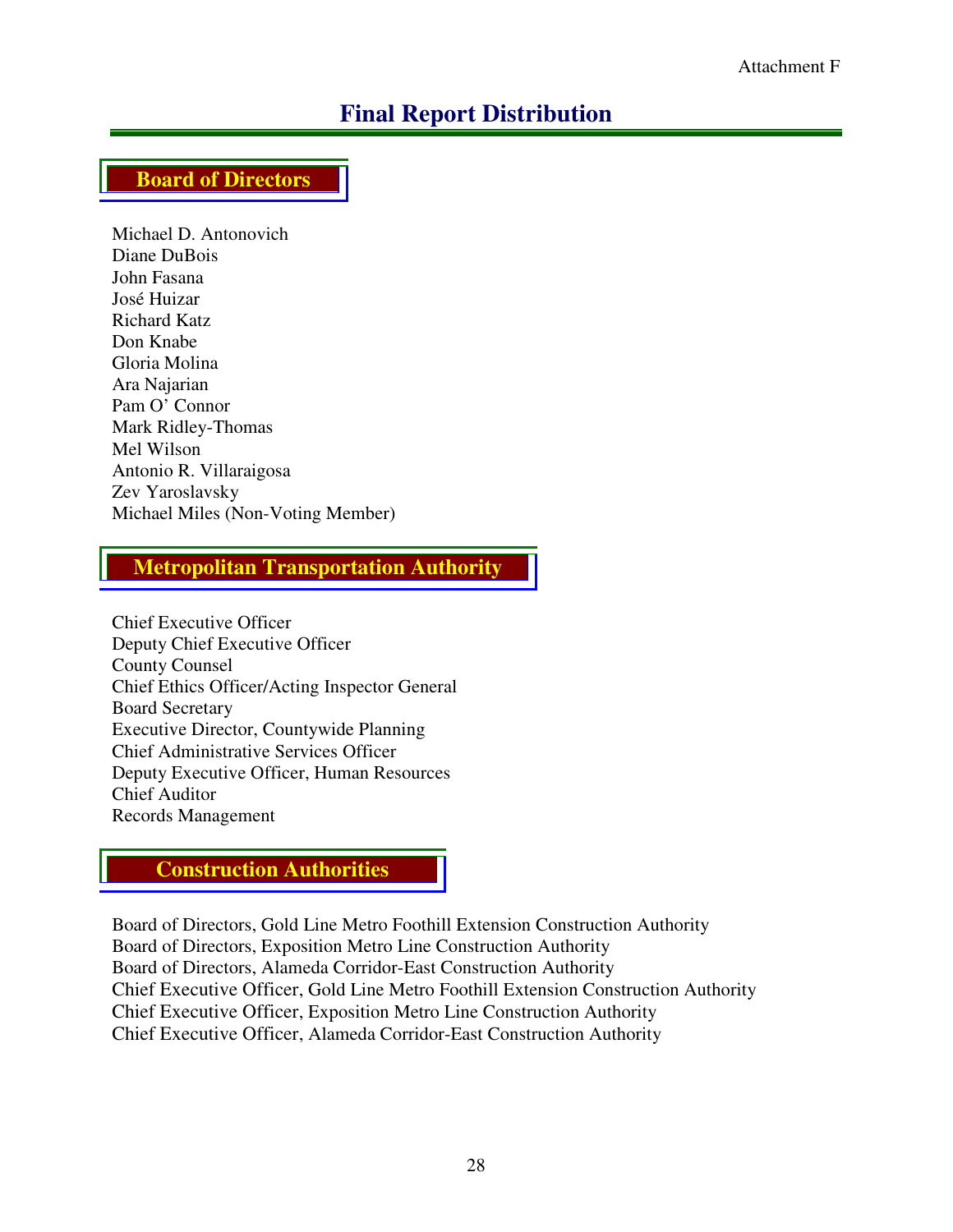Attachment F

# Final Report Distribution

## Board of Directors

Michael D. Antonovich
Diane DuBois
John Fasana
José Huizar
Richard Katz
Don Knabe
Gloria Molina
Ara Najarian
Pam O' Connor
Mark Ridley-Thomas
Mel Wilson
Antonio R. Villaraigosa
Zev Yaroslavsky
Michael Miles (Non-Voting Member)

## Metropolitan Transportation Authority

Chief Executive Officer
Deputy Chief Executive Officer
County Counsel
Chief Ethics Officer/Acting Inspector General
Board Secretary
Executive Director, Countywide Planning
Chief Administrative Services Officer
Deputy Executive Officer, Human Resources
Chief Auditor
Records Management

## Construction Authorities

Board of Directors, Gold Line Metro Foothill Extension Construction Authority
Board of Directors, Exposition Metro Line Construction Authority
Board of Directors, Alameda Corridor-East Construction Authority
Chief Executive Officer, Gold Line Metro Foothill Extension Construction Authority
Chief Executive Officer, Exposition Metro Line Construction Authority
Chief Executive Officer, Alameda Corridor-East Construction Authority